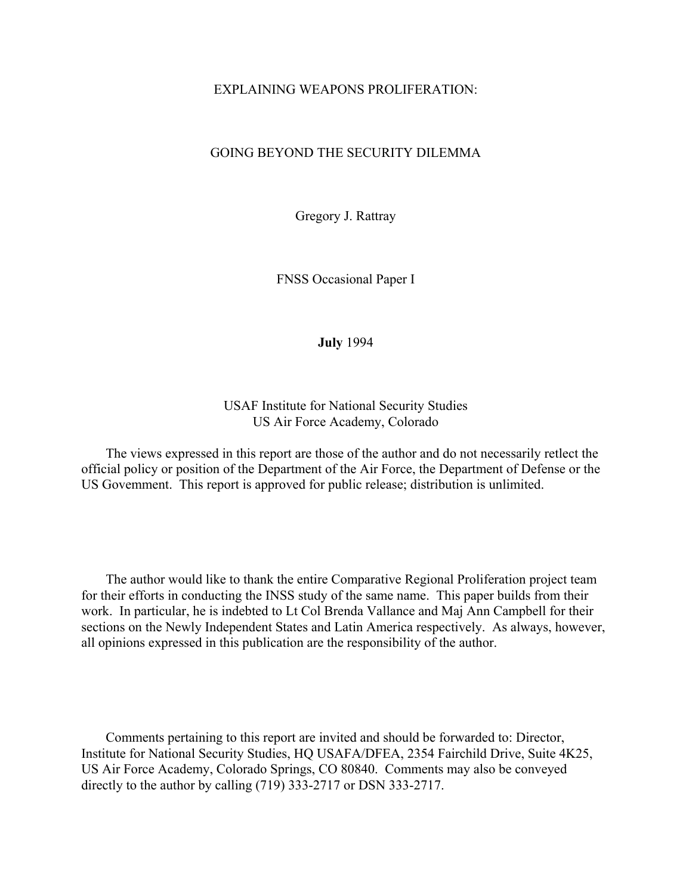# EXPLAINING WEAPONS PROLIFERATION:

# GOING BEYOND THE SECURITY DILEMMA

Gregory J. Rattray

FNSS Occasional Paper I

**July** 1994

USAF Institute for National Security Studies
US Air Force Academy, Colorado

The views expressed in this report are those of the author and do not necessarily retlect the official policy or position of the Department of the Air Force, the Department of Defense or the US Govemment. This report is approved for public release; distribution is unlimited.

The author would like to thank the entire Comparative Regional Proliferation project team for their efforts in conducting the INSS study of the same name. This paper builds from their work. In particular, he is indebted to Lt Col Brenda Vallance and Maj Ann Campbell for their sections on the Newly Independent States and Latin America respectively. As always, however, all opinions expressed in this publication are the responsibility of the author.

Comments pertaining to this report are invited and should be forwarded to: Director, Institute for National Security Studies, HQ USAFA/DFEA, 2354 Fairchild Drive, Suite 4K25, US Air Force Academy, Colorado Springs, CO 80840. Comments may also be conveyed directly to the author by calling (719) 333-2717 or DSN 333-2717.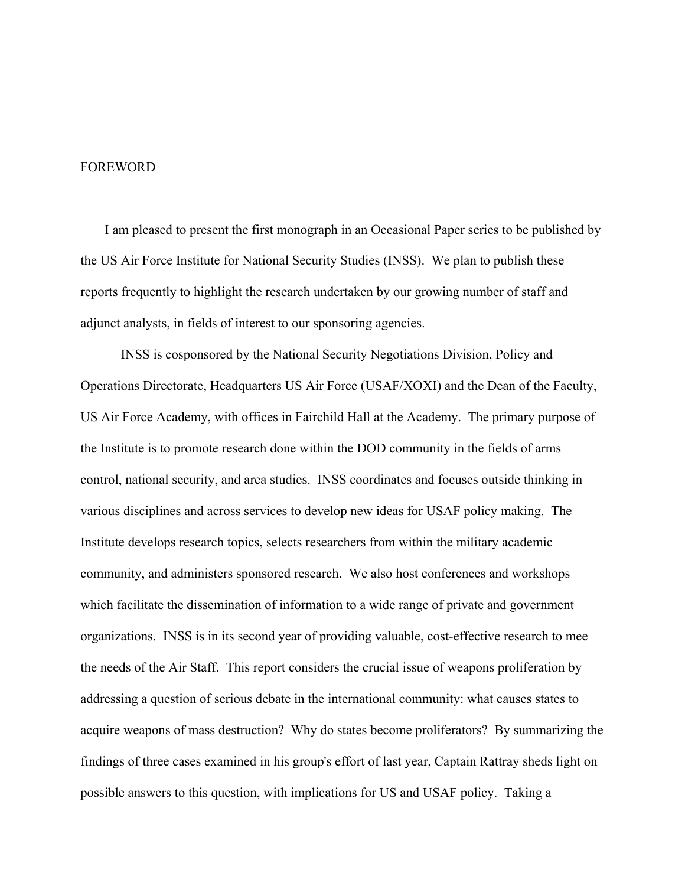# FOREWORD

I am pleased to present the first monograph in an Occasional Paper series to be published by the US Air Force Institute for National Security Studies (INSS). We plan to publish these reports frequently to highlight the research undertaken by our growing number of staff and adjunct analysts, in fields of interest to our sponsoring agencies.

INSS is cosponsored by the National Security Negotiations Division, Policy and Operations Directorate, Headquarters US Air Force (USAF/XOXI) and the Dean of the Faculty, US Air Force Academy, with offices in Fairchild Hall at the Academy. The primary purpose of the Institute is to promote research done within the DOD community in the fields of arms control, national security, and area studies. INSS coordinates and focuses outside thinking in various disciplines and across services to develop new ideas for USAF policy making. The Institute develops research topics, selects researchers from within the military academic community, and administers sponsored research. We also host conferences and workshops which facilitate the dissemination of information to a wide range of private and government organizations. INSS is in its second year of providing valuable, cost-effective research to mee the needs of the Air Staff. This report considers the crucial issue of weapons proliferation by addressing a question of serious debate in the international community: what causes states to acquire weapons of mass destruction? Why do states become proliferators? By summarizing the findings of three cases examined in his group's effort of last year, Captain Rattray sheds light on possible answers to this question, with implications for US and USAF policy. Taking a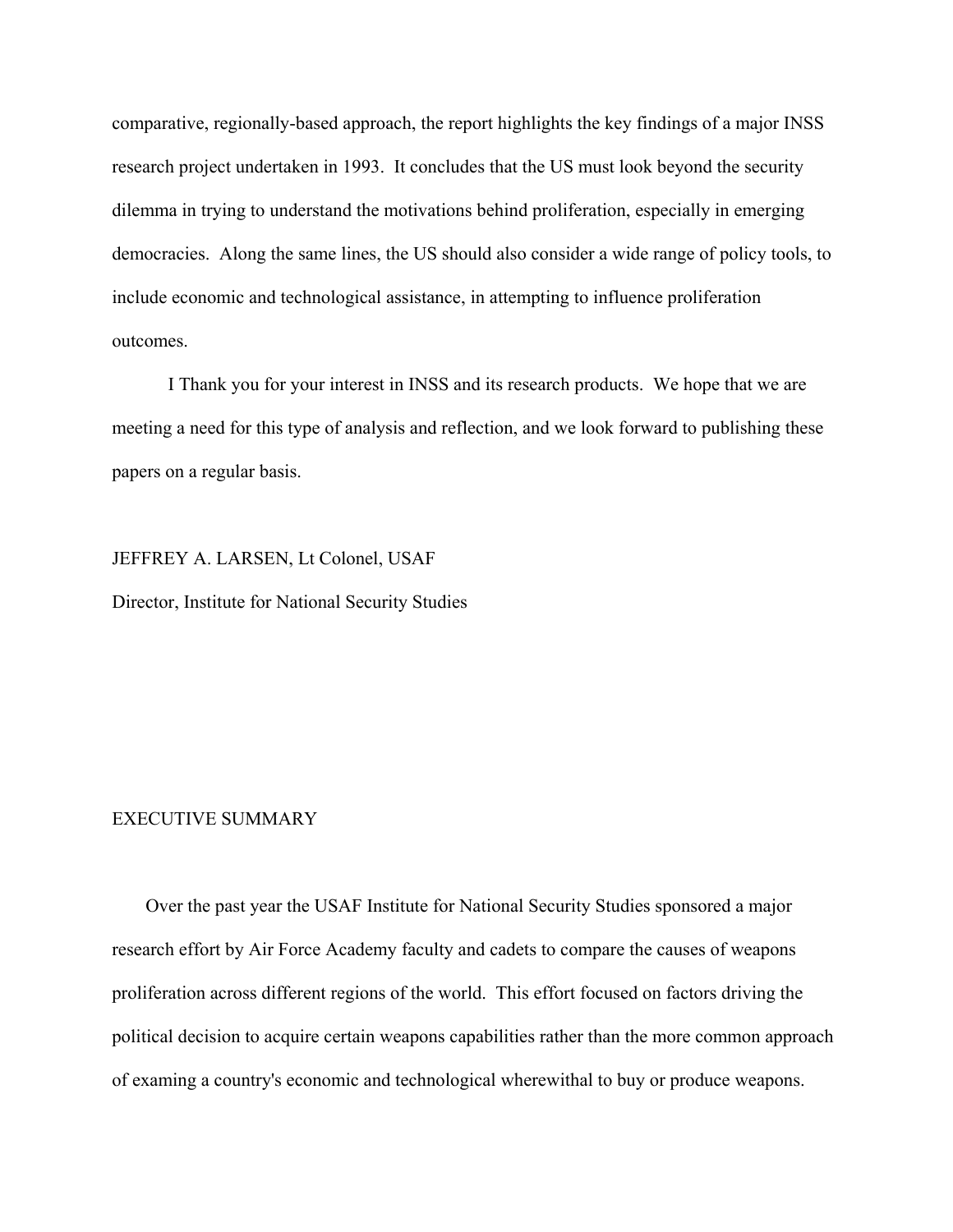comparative, regionally-based approach, the report highlights the key findings of a major INSS research project undertaken in 1993. It concludes that the US must look beyond the security dilemma in trying to understand the motivations behind proliferation, especially in emerging democracies. Along the same lines, the US should also consider a wide range of policy tools, to include economic and technological assistance, in attempting to influence proliferation outcomes.

I Thank you for your interest in INSS and its research products. We hope that we are meeting a need for this type of analysis and reflection, and we look forward to publishing these papers on a regular basis.

JEFFREY A. LARSEN, Lt Colonel, USAF

Director, Institute for National Security Studies

## EXECUTIVE SUMMARY

Over the past year the USAF Institute for National Security Studies sponsored a major research effort by Air Force Academy faculty and cadets to compare the causes of weapons proliferation across different regions of the world. This effort focused on factors driving the political decision to acquire certain weapons capabilities rather than the more common approach of examing a country's economic and technological wherewithal to buy or produce weapons.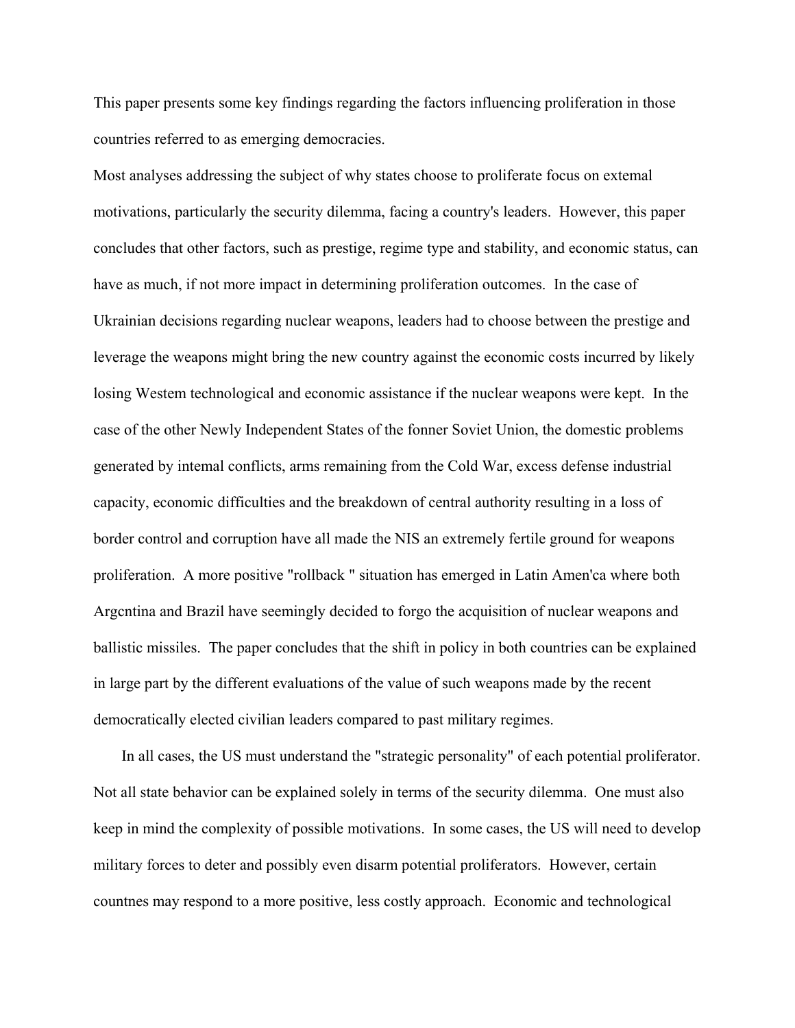This paper presents some key findings regarding the factors influencing proliferation in those countries referred to as emerging democracies.

Most analyses addressing the subject of why states choose to proliferate focus on extemal motivations, particularly the security dilemma, facing a country's leaders. However, this paper concludes that other factors, such as prestige, regime type and stability, and economic status, can have as much, if not more impact in determining proliferation outcomes. In the case of Ukrainian decisions regarding nuclear weapons, leaders had to choose between the prestige and leverage the weapons might bring the new country against the economic costs incurred by likely losing Westem technological and economic assistance if the nuclear weapons were kept. In the case of the other Newly Independent States of the fonner Soviet Union, the domestic problems generated by intemal conflicts, arms remaining from the Cold War, excess defense industrial capacity, economic difficulties and the breakdown of central authority resulting in a loss of border control and corruption have all made the NIS an extremely fertile ground for weapons proliferation. A more positive "rollback " situation has emerged in Latin Amen'ca where both Argcntina and Brazil have seemingly decided to forgo the acquisition of nuclear weapons and ballistic missiles. The paper concludes that the shift in policy in both countries can be explained in large part by the different evaluations of the value of such weapons made by the recent democratically elected civilian leaders compared to past military regimes.

In all cases, the US must understand the "strategic personality" of each potential proliferator. Not all state behavior can be explained solely in terms of the security dilemma. One must also keep in mind the complexity of possible motivations. In some cases, the US will need to develop military forces to deter and possibly even disarm potential proliferators. However, certain countnes may respond to a more positive, less costly approach. Economic and technological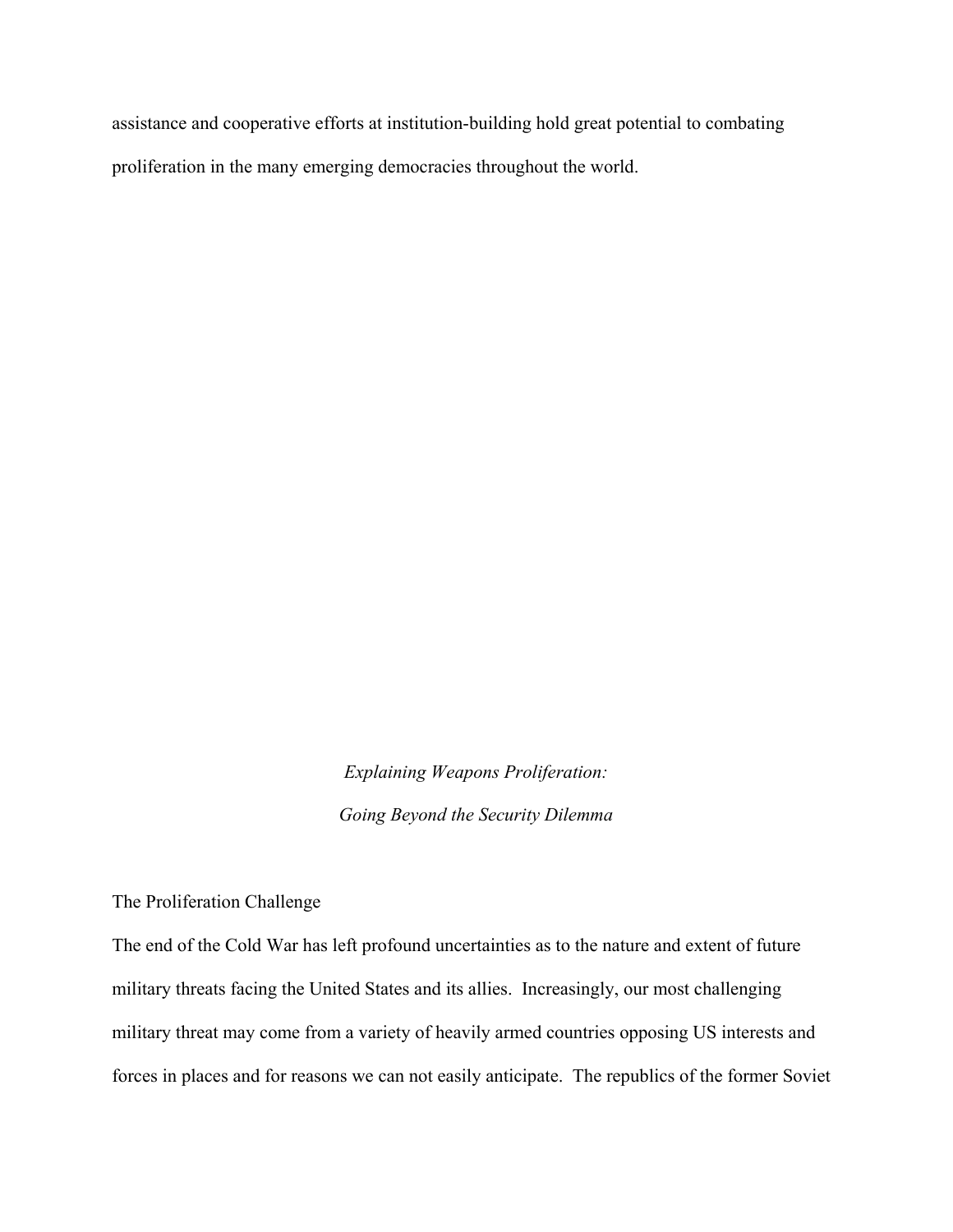assistance and cooperative efforts at institution-building hold great potential to combating proliferation in the many emerging democracies throughout the world.

# *Explaining Weapons Proliferation: Going Beyond the Security Dilemma*

## The Proliferation Challenge

The end of the Cold War has left profound uncertainties as to the nature and extent of future military threats facing the United States and its allies. Increasingly, our most challenging military threat may come from a variety of heavily armed countries opposing US interests and forces in places and for reasons we can not easily anticipate. The republics of the former Soviet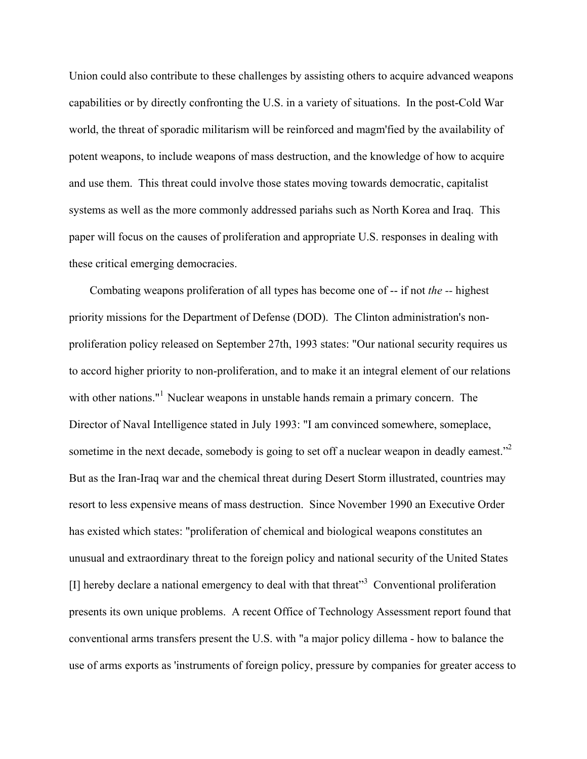Union could also contribute to these challenges by assisting others to acquire advanced weapons capabilities or by directly confronting the U.S. in a variety of situations. In the post-Cold War world, the threat of sporadic militarism will be reinforced and magm'fied by the availability of potent weapons, to include weapons of mass destruction, and the knowledge of how to acquire and use them. This threat could involve those states moving towards democratic, capitalist systems as well as the more commonly addressed pariahs such as North Korea and Iraq. This paper will focus on the causes of proliferation and appropriate U.S. responses in dealing with these critical emerging democracies.

Combating weapons proliferation of all types has become one of -- if not *the* -- highest priority missions for the Department of Defense (DOD). The Clinton administration's non-proliferation policy released on September 27th, 1993 states: "Our national security requires us to accord higher priority to non-proliferation, and to make it an integral element of our relations with other nations."[1] Nuclear weapons in unstable hands remain a primary concern. The Director of Naval Intelligence stated in July 1993: "I am convinced somewhere, someplace, sometime in the next decade, somebody is going to set off a nuclear weapon in deadly eamest."[2] But as the Iran-Iraq war and the chemical threat during Desert Storm illustrated, countries may resort to less expensive means of mass destruction. Since November 1990 an Executive Order has existed which states: "proliferation of chemical and biological weapons constitutes an unusual and extraordinary threat to the foreign policy and national security of the United States [I] hereby declare a national emergency to deal with that threat"[3] Conventional proliferation presents its own unique problems. A recent Office of Technology Assessment report found that conventional arms transfers present the U.S. with "a major policy dillema - how to balance the use of arms exports as 'instruments of foreign policy, pressure by companies for greater access to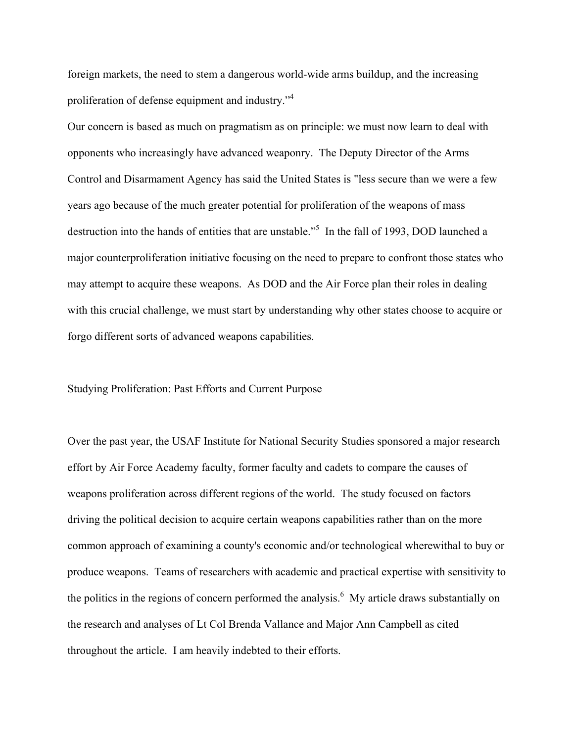foreign markets, the need to stem a dangerous world-wide arms buildup, and the increasing proliferation of defense equipment and industry."[4]

Our concern is based as much on pragmatism as on principle: we must now learn to deal with opponents who increasingly have advanced weaponry. The Deputy Director of the Arms Control and Disarmament Agency has said the United States is "less secure than we were a few years ago because of the much greater potential for proliferation of the weapons of mass destruction into the hands of entities that are unstable."[5] In the fall of 1993, DOD launched a major counterproliferation initiative focusing on the need to prepare to confront those states who may attempt to acquire these weapons. As DOD and the Air Force plan their roles in dealing with this crucial challenge, we must start by understanding why other states choose to acquire or forgo different sorts of advanced weapons capabilities.

## Studying Proliferation: Past Efforts and Current Purpose

Over the past year, the USAF Institute for National Security Studies sponsored a major research effort by Air Force Academy faculty, former faculty and cadets to compare the causes of weapons proliferation across different regions of the world. The study focused on factors driving the political decision to acquire certain weapons capabilities rather than on the more common approach of examining a county's economic and/or technological wherewithal to buy or produce weapons. Teams of researchers with academic and practical expertise with sensitivity to the politics in the regions of concern performed the analysis.[6] My article draws substantially on the research and analyses of Lt Col Brenda Vallance and Major Ann Campbell as cited throughout the article. I am heavily indebted to their efforts.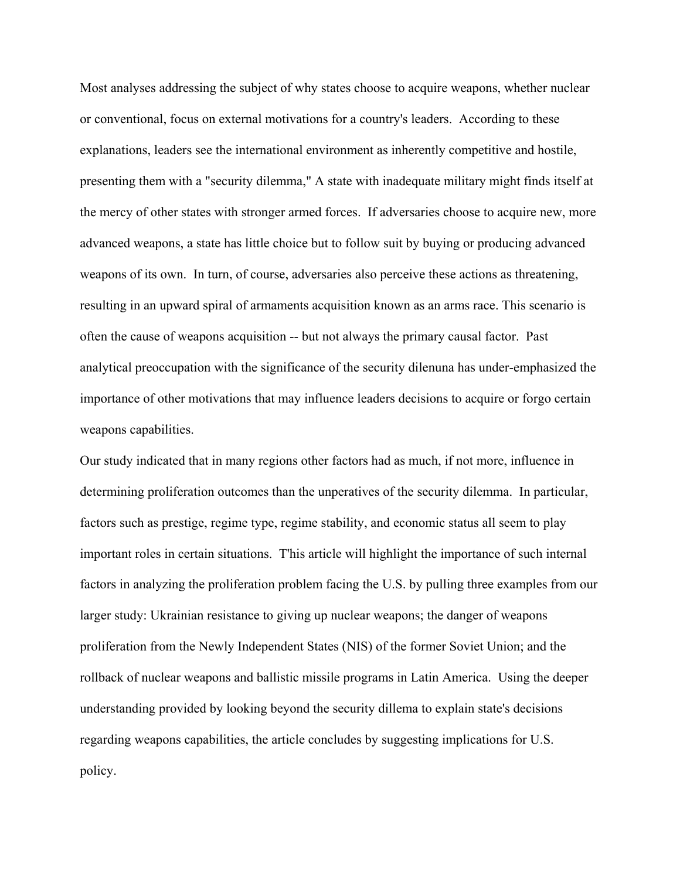Most analyses addressing the subject of why states choose to acquire weapons, whether nuclear or conventional, focus on external motivations for a country's leaders. According to these explanations, leaders see the international environment as inherently competitive and hostile, presenting them with a "security dilemma," A state with inadequate military might finds itself at the mercy of other states with stronger armed forces. If adversaries choose to acquire new, more advanced weapons, a state has little choice but to follow suit by buying or producing advanced weapons of its own. In turn, of course, adversaries also perceive these actions as threatening, resulting in an upward spiral of armaments acquisition known as an arms race. This scenario is often the cause of weapons acquisition -- but not always the primary causal factor. Past analytical preoccupation with the significance of the security dilenuna has under-emphasized the importance of other motivations that may influence leaders decisions to acquire or forgo certain weapons capabilities.

Our study indicated that in many regions other factors had as much, if not more, influence in determining proliferation outcomes than the unperatives of the security dilemma. In particular, factors such as prestige, regime type, regime stability, and economic status all seem to play important roles in certain situations. T'his article will highlight the importance of such internal factors in analyzing the proliferation problem facing the U.S. by pulling three examples from our larger study: Ukrainian resistance to giving up nuclear weapons; the danger of weapons proliferation from the Newly Independent States (NIS) of the former Soviet Union; and the rollback of nuclear weapons and ballistic missile programs in Latin America. Using the deeper understanding provided by looking beyond the security dillema to explain state's decisions regarding weapons capabilities, the article concludes by suggesting implications for U.S. policy.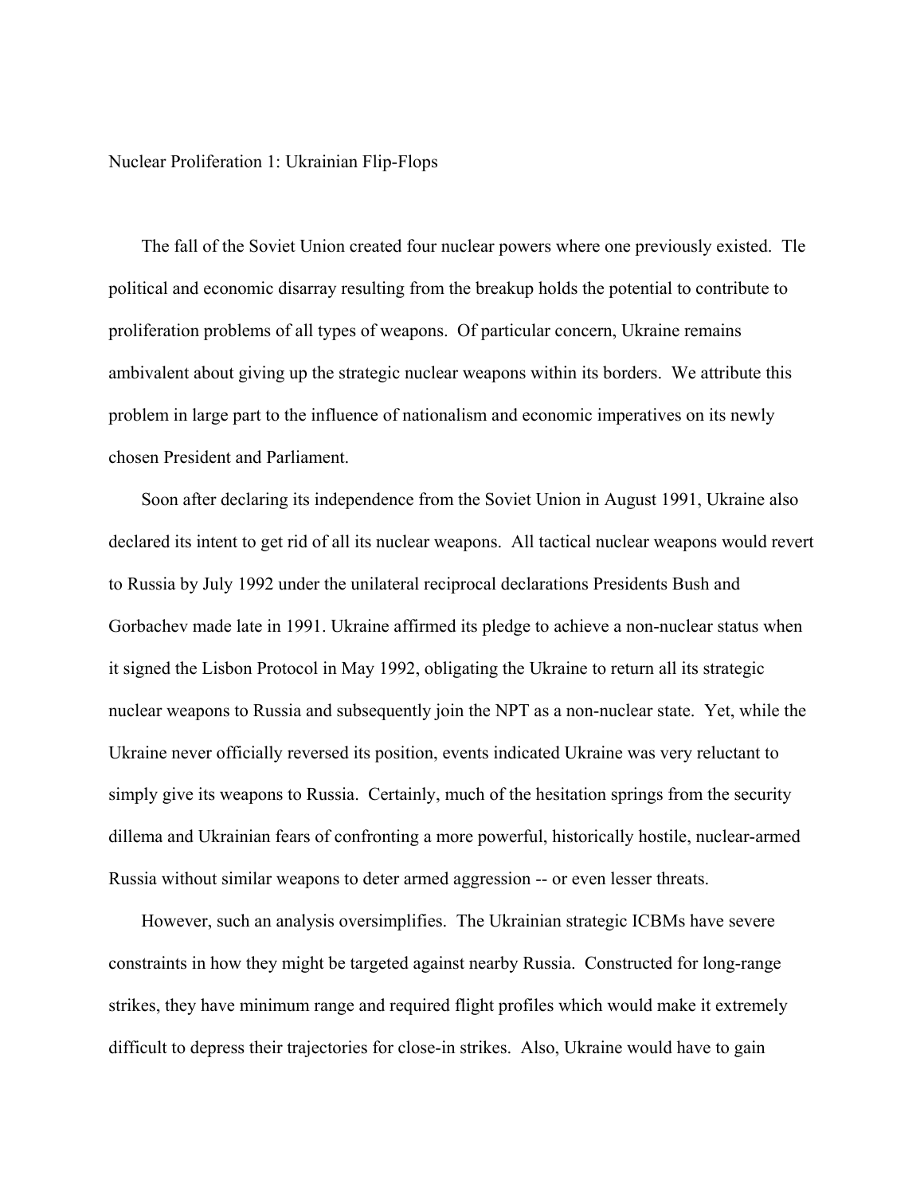Nuclear Proliferation 1: Ukrainian Flip-Flops

The fall of the Soviet Union created four nuclear powers where one previously existed. Tle political and economic disarray resulting from the breakup holds the potential to contribute to proliferation problems of all types of weapons. Of particular concern, Ukraine remains ambivalent about giving up the strategic nuclear weapons within its borders. We attribute this problem in large part to the influence of nationalism and economic imperatives on its newly chosen President and Parliament.

Soon after declaring its independence from the Soviet Union in August 1991, Ukraine also declared its intent to get rid of all its nuclear weapons. All tactical nuclear weapons would revert to Russia by July 1992 under the unilateral reciprocal declarations Presidents Bush and Gorbachev made late in 1991. Ukraine affirmed its pledge to achieve a non-nuclear status when it signed the Lisbon Protocol in May 1992, obligating the Ukraine to return all its strategic nuclear weapons to Russia and subsequently join the NPT as a non-nuclear state. Yet, while the Ukraine never officially reversed its position, events indicated Ukraine was very reluctant to simply give its weapons to Russia. Certainly, much of the hesitation springs from the security dillema and Ukrainian fears of confronting a more powerful, historically hostile, nuclear-armed Russia without similar weapons to deter armed aggression -- or even lesser threats.

However, such an analysis oversimplifies. The Ukrainian strategic ICBMs have severe constraints in how they might be targeted against nearby Russia. Constructed for long-range strikes, they have minimum range and required flight profiles which would make it extremely difficult to depress their trajectories for close-in strikes. Also, Ukraine would have to gain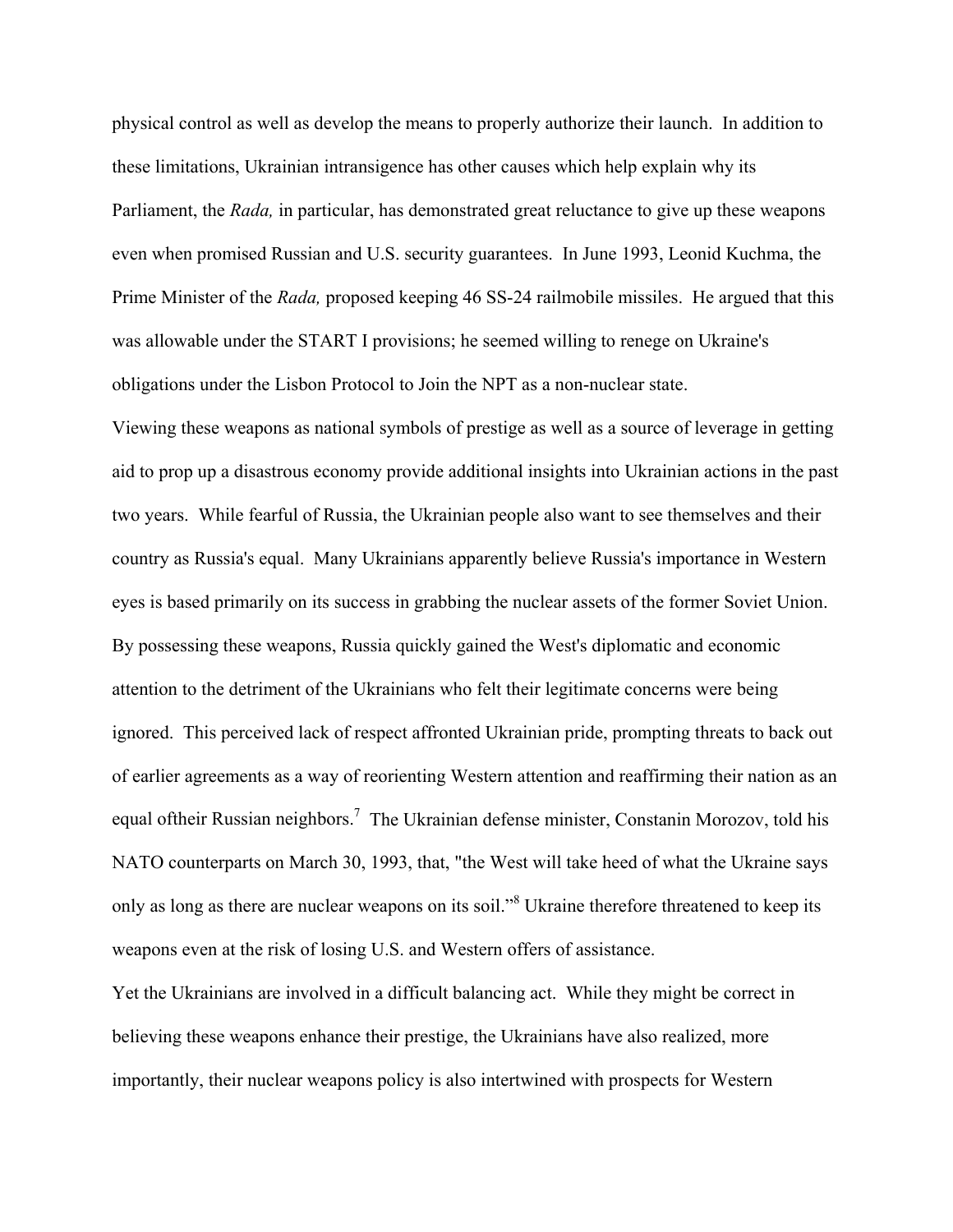physical control as well as develop the means to properly authorize their launch. In addition to these limitations, Ukrainian intransigence has other causes which help explain why its Parliament, the *Rada,* in particular, has demonstrated great reluctance to give up these weapons even when promised Russian and U.S. security guarantees. In June 1993, Leonid Kuchma, the Prime Minister of the *Rada,* proposed keeping 46 SS-24 railmobile missiles. He argued that this was allowable under the START I provisions; he seemed willing to renege on Ukraine's obligations under the Lisbon Protocol to Join the NPT as a non-nuclear state.

Viewing these weapons as national symbols of prestige as well as a source of leverage in getting aid to prop up a disastrous economy provide additional insights into Ukrainian actions in the past two years. While fearful of Russia, the Ukrainian people also want to see themselves and their country as Russia's equal. Many Ukrainians apparently believe Russia's importance in Western eyes is based primarily on its success in grabbing the nuclear assets of the former Soviet Union. By possessing these weapons, Russia quickly gained the West's diplomatic and economic attention to the detriment of the Ukrainians who felt their legitimate concerns were being ignored. This perceived lack of respect affronted Ukrainian pride, prompting threats to back out of earlier agreements as a way of reorienting Western attention and reaffirming their nation as an equal oftheir Russian neighbors.[7] The Ukrainian defense minister, Constanin Morozov, told his NATO counterparts on March 30, 1993, that, "the West will take heed of what the Ukraine says only as long as there are nuclear weapons on its soil."[8] Ukraine therefore threatened to keep its weapons even at the risk of losing U.S. and Western offers of assistance.

Yet the Ukrainians are involved in a difficult balancing act. While they might be correct in believing these weapons enhance their prestige, the Ukrainians have also realized, more importantly, their nuclear weapons policy is also intertwined with prospects for Western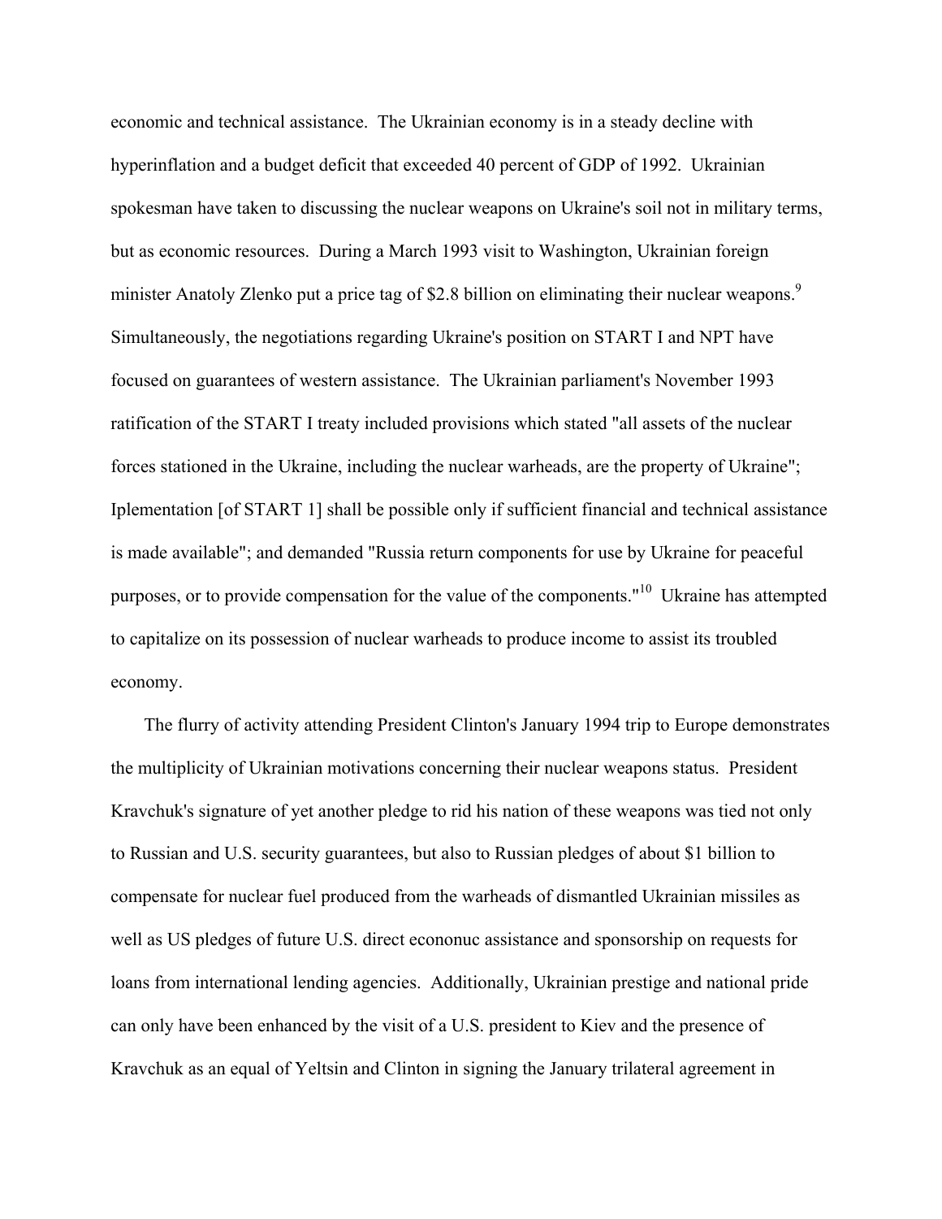economic and technical assistance. The Ukrainian economy is in a steady decline with hyperinflation and a budget deficit that exceeded 40 percent of GDP of 1992. Ukrainian spokesman have taken to discussing the nuclear weapons on Ukraine's soil not in military terms, but as economic resources. During a March 1993 visit to Washington, Ukrainian foreign minister Anatoly Zlenko put a price tag of $2.8 billion on eliminating their nuclear weapons.[9] Simultaneously, the negotiations regarding Ukraine's position on START I and NPT have focused on guarantees of western assistance. The Ukrainian parliament's November 1993 ratification of the START I treaty included provisions which stated "all assets of the nuclear forces stationed in the Ukraine, including the nuclear warheads, are the property of Ukraine"; Iplementation [of START 1] shall be possible only if sufficient financial and technical assistance is made available"; and demanded "Russia return components for use by Ukraine for peaceful purposes, or to provide compensation for the value of the components."[10] Ukraine has attempted to capitalize on its possession of nuclear warheads to produce income to assist its troubled economy.

The flurry of activity attending President Clinton's January 1994 trip to Europe demonstrates the multiplicity of Ukrainian motivations concerning their nuclear weapons status. President Kravchuk's signature of yet another pledge to rid his nation of these weapons was tied not only to Russian and U.S. security guarantees, but also to Russian pledges of about $1 billion to compensate for nuclear fuel produced from the warheads of dismantled Ukrainian missiles as well as US pledges of future U.S. direct econonuc assistance and sponsorship on requests for loans from international lending agencies. Additionally, Ukrainian prestige and national pride can only have been enhanced by the visit of a U.S. president to Kiev and the presence of Kravchuk as an equal of Yeltsin and Clinton in signing the January trilateral agreement in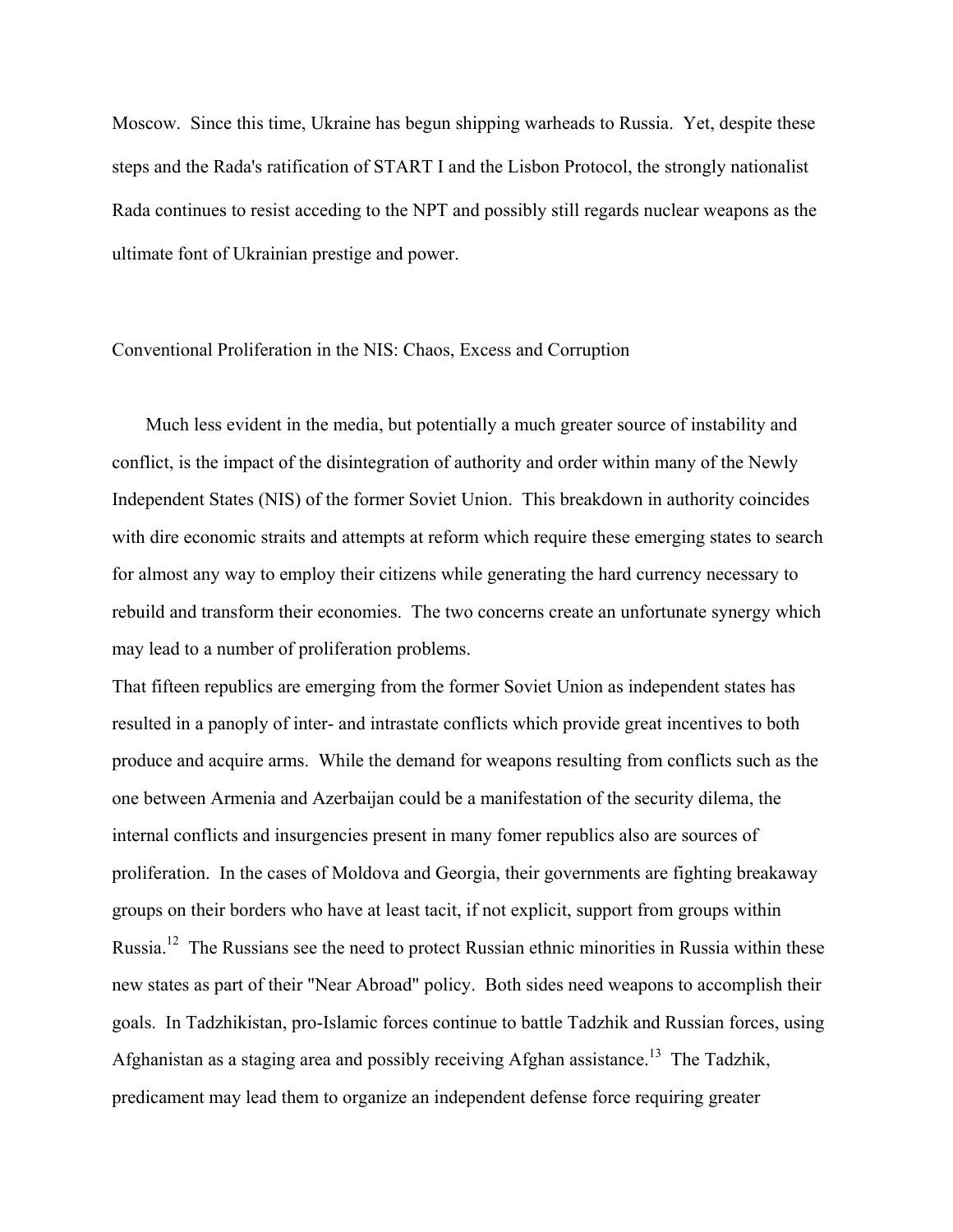Moscow. Since this time, Ukraine has begun shipping warheads to Russia. Yet, despite these steps and the Rada's ratification of START I and the Lisbon Protocol, the strongly nationalist Rada continues to resist acceding to the NPT and possibly still regards nuclear weapons as the ultimate font of Ukrainian prestige and power.

## Conventional Proliferation in the NIS: Chaos, Excess and Corruption

Much less evident in the media, but potentially a much greater source of instability and conflict, is the impact of the disintegration of authority and order within many of the Newly Independent States (NIS) of the former Soviet Union. This breakdown in authority coincides with dire economic straits and attempts at reform which require these emerging states to search for almost any way to employ their citizens while generating the hard currency necessary to rebuild and transform their economies. The two concerns create an unfortunate synergy which may lead to a number of proliferation problems.

That fifteen republics are emerging from the former Soviet Union as independent states has resulted in a panoply of inter- and intrastate conflicts which provide great incentives to both produce and acquire arms. While the demand for weapons resulting from conflicts such as the one between Armenia and Azerbaijan could be a manifestation of the security dilema, the internal conflicts and insurgencies present in many fomer republics also are sources of proliferation. In the cases of Moldova and Georgia, their governments are fighting breakaway groups on their borders who have at least tacit, if not explicit, support from groups within Russia.[12] The Russians see the need to protect Russian ethnic minorities in Russia within these new states as part of their "Near Abroad" policy. Both sides need weapons to accomplish their goals. In Tadzhikistan, pro-Islamic forces continue to battle Tadzhik and Russian forces, using Afghanistan as a staging area and possibly receiving Afghan assistance.[13] The Tadzhik, predicament may lead them to organize an independent defense force requiring greater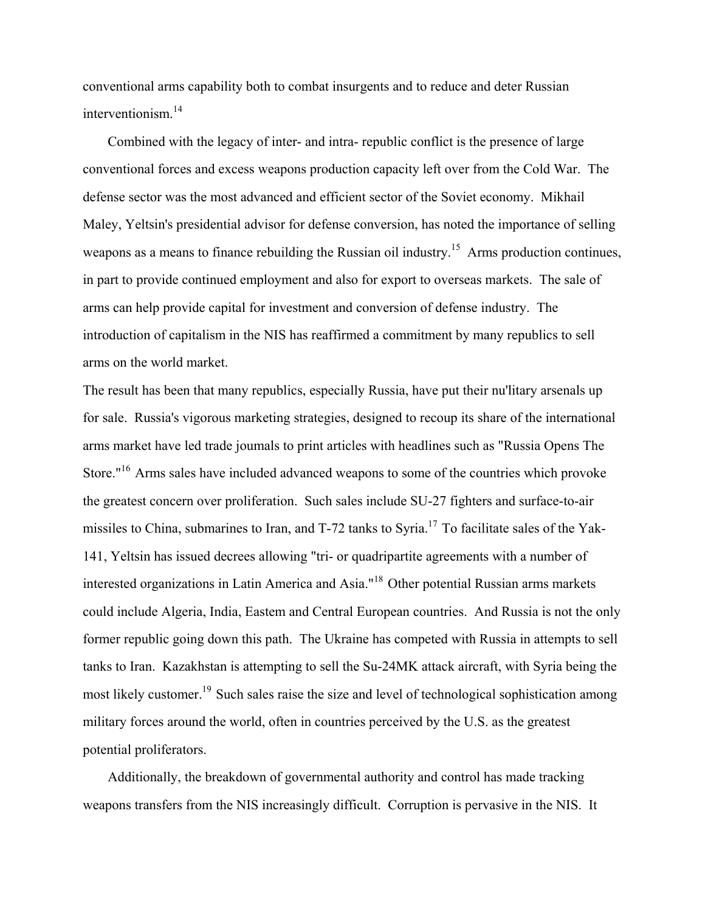conventional arms capability both to combat insurgents and to reduce and deter Russian interventionism.[14]

Combined with the legacy of inter- and intra- republic conflict is the presence of large conventional forces and excess weapons production capacity left over from the Cold War. The defense sector was the most advanced and efficient sector of the Soviet economy. Mikhail Maley, Yeltsin's presidential advisor for defense conversion, has noted the importance of selling weapons as a means to finance rebuilding the Russian oil industry.[15] Arms production continues, in part to provide continued employment and also for export to overseas markets. The sale of arms can help provide capital for investment and conversion of defense industry. The introduction of capitalism in the NIS has reaffirmed a commitment by many republics to sell arms on the world market.

The result has been that many republics, especially Russia, have put their nu'litary arsenals up for sale. Russia's vigorous marketing strategies, designed to recoup its share of the international arms market have led trade joumals to print articles with headlines such as "Russia Opens The Store."[16] Arms sales have included advanced weapons to some of the countries which provoke the greatest concern over proliferation. Such sales include SU-27 fighters and surface-to-air missiles to China, submarines to Iran, and T-72 tanks to Syria.[17] To facilitate sales of the Yak-141, Yeltsin has issued decrees allowing "tri- or quadripartite agreements with a number of interested organizations in Latin America and Asia."[18] Other potential Russian arms markets could include Algeria, India, Eastem and Central European countries. And Russia is not the only former republic going down this path. The Ukraine has competed with Russia in attempts to sell tanks to Iran. Kazakhstan is attempting to sell the Su-24MK attack aircraft, with Syria being the most likely customer.[19] Such sales raise the size and level of technological sophistication among military forces around the world, often in countries perceived by the U.S. as the greatest potential proliferators.

Additionally, the breakdown of governmental authority and control has made tracking weapons transfers from the NIS increasingly difficult. Corruption is pervasive in the NIS. It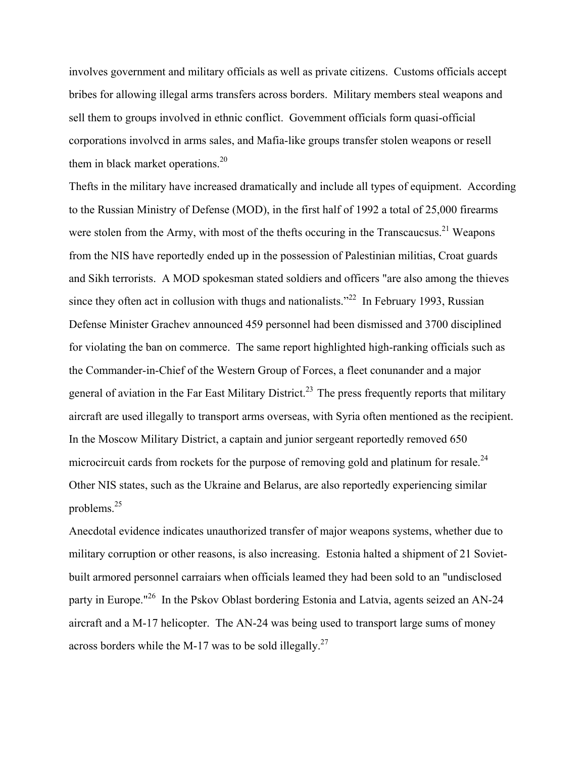involves government and military officials as well as private citizens. Customs officials accept bribes for allowing illegal arms transfers across borders. Military members steal weapons and sell them to groups involved in ethnic conflict. Govemment officials form quasi-official corporations involvcd in arms sales, and Mafia-like groups transfer stolen weapons or resell them in black market operations.[20]

Thefts in the military have increased dramatically and include all types of equipment. According to the Russian Ministry of Defense (MOD), in the first half of 1992 a total of 25,000 firearms were stolen from the Army, with most of the thefts occuring in the Transcaucsus.[21] Weapons from the NIS have reportedly ended up in the possession of Palestinian militias, Croat guards and Sikh terrorists. A MOD spokesman stated soldiers and officers "are also among the thieves since they often act in collusion with thugs and nationalists."[22] In February 1993, Russian Defense Minister Grachev announced 459 personnel had been dismissed and 3700 disciplined for violating the ban on commerce. The same report highlighted high-ranking officials such as the Commander-in-Chief of the Western Group of Forces, a fleet conunander and a major general of aviation in the Far East Military District.[23] The press frequently reports that military aircraft are used illegally to transport arms overseas, with Syria often mentioned as the recipient. In the Moscow Military District, a captain and junior sergeant reportedly removed 650 microcircuit cards from rockets for the purpose of removing gold and platinum for resale.[24] Other NIS states, such as the Ukraine and Belarus, are also reportedly experiencing similar problems.[25]

Anecdotal evidence indicates unauthorized transfer of major weapons systems, whether due to military corruption or other reasons, is also increasing. Estonia halted a shipment of 21 Soviet-built armored personnel carraiars when officials leamed they had been sold to an "undisclosed party in Europe."[26] In the Pskov Oblast bordering Estonia and Latvia, agents seized an AN-24 aircraft and a M-17 helicopter. The AN-24 was being used to transport large sums of money across borders while the M-17 was to be sold illegally.[27]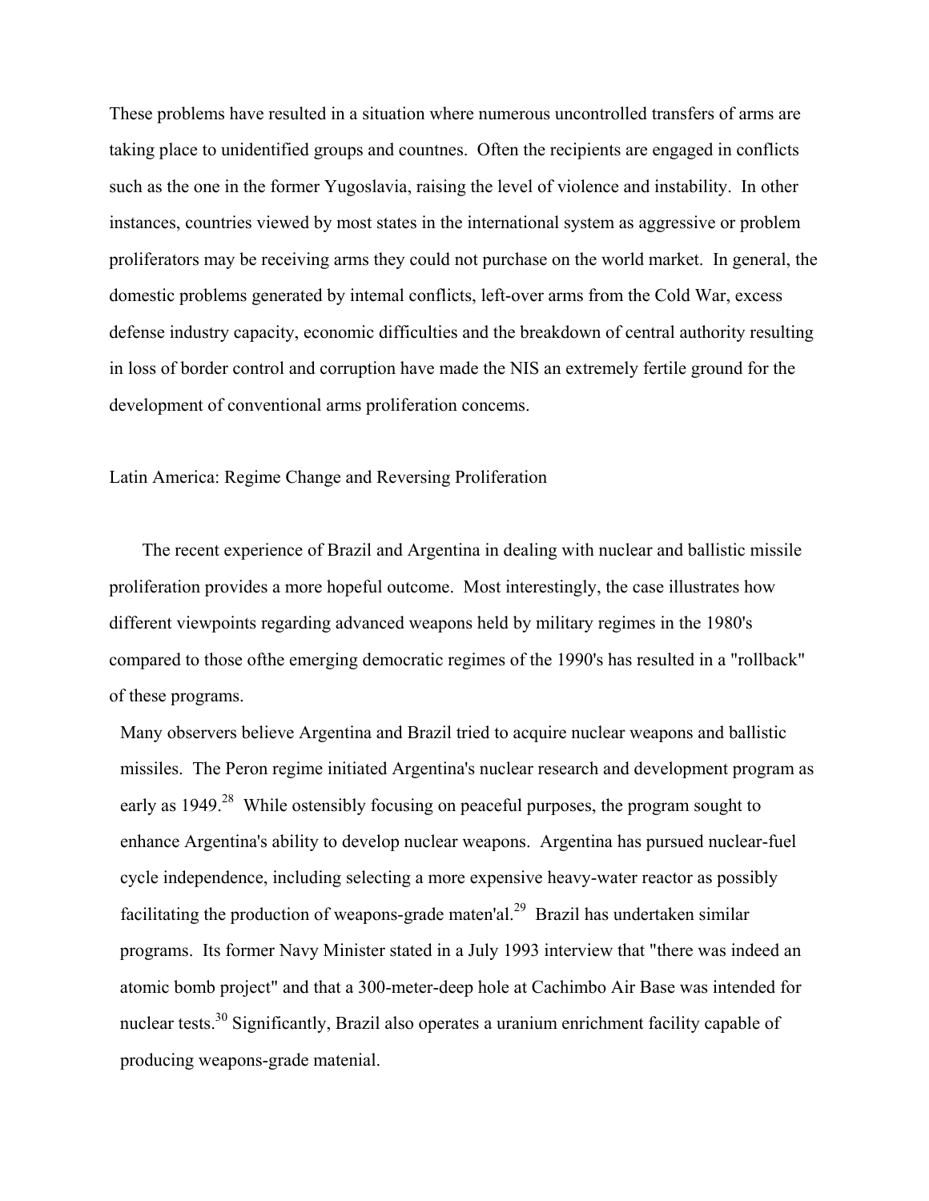These problems have resulted in a situation where numerous uncontrolled transfers of arms are taking place to unidentified groups and countnes. Often the recipients are engaged in conflicts such as the one in the former Yugoslavia, raising the level of violence and instability. In other instances, countries viewed by most states in the international system as aggressive or problem proliferators may be receiving arms they could not purchase on the world market. In general, the domestic problems generated by intemal conflicts, left-over arms from the Cold War, excess defense industry capacity, economic difficulties and the breakdown of central authority resulting in loss of border control and corruption have made the NIS an extremely fertile ground for the development of conventional arms proliferation concems.

## Latin America: Regime Change and Reversing Proliferation

The recent experience of Brazil and Argentina in dealing with nuclear and ballistic missile proliferation provides a more hopeful outcome. Most interestingly, the case illustrates how different viewpoints regarding advanced weapons held by military regimes in the 1980's compared to those ofthe emerging democratic regimes of the 1990's has resulted in a "rollback" of these programs.

Many observers believe Argentina and Brazil tried to acquire nuclear weapons and ballistic missiles. The Peron regime initiated Argentina's nuclear research and development program as early as 1949.[28] While ostensibly focusing on peaceful purposes, the program sought to enhance Argentina's ability to develop nuclear weapons. Argentina has pursued nuclear-fuel cycle independence, including selecting a more expensive heavy-water reactor as possibly facilitating the production of weapons-grade maten'al.[29] Brazil has undertaken similar programs. Its former Navy Minister stated in a July 1993 interview that "there was indeed an atomic bomb project" and that a 300-meter-deep hole at Cachimbo Air Base was intended for nuclear tests.[30] Significantly, Brazil also operates a uranium enrichment facility capable of producing weapons-grade matenial.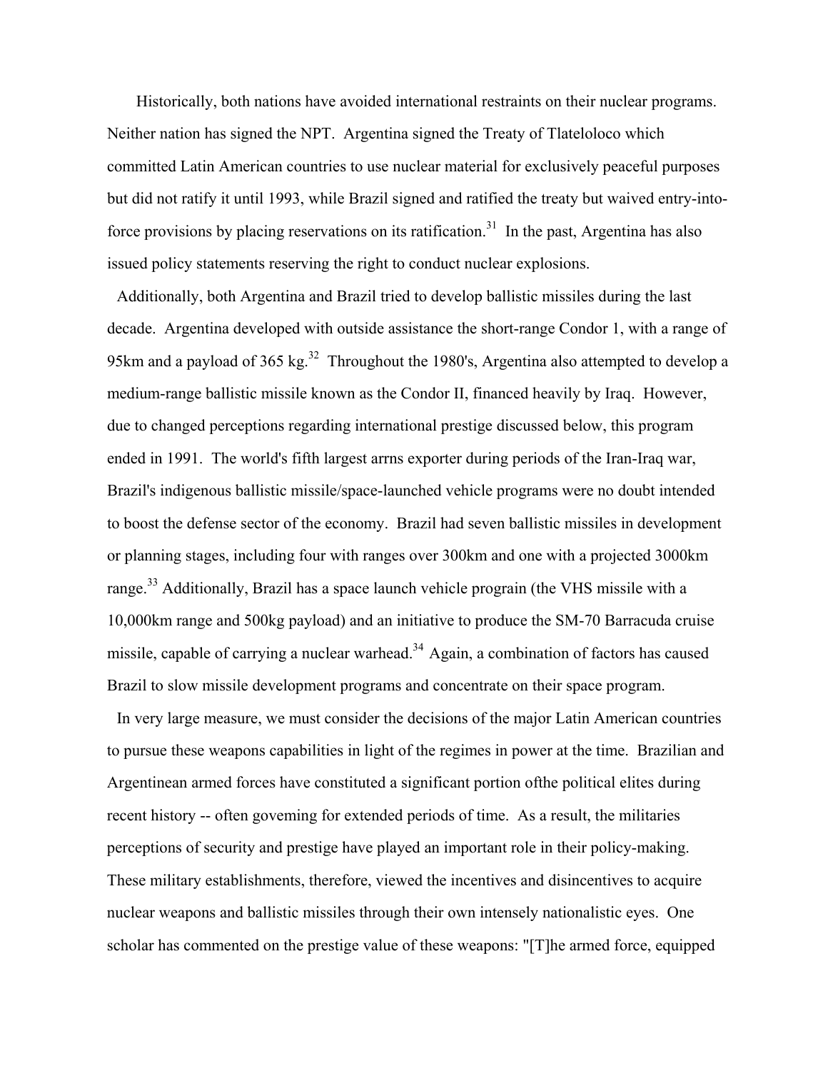Historically, both nations have avoided international restraints on their nuclear programs. Neither nation has signed the NPT. Argentina signed the Treaty of Tlateloloco which committed Latin American countries to use nuclear material for exclusively peaceful purposes but did not ratify it until 1993, while Brazil signed and ratified the treaty but waived entry-into-force provisions by placing reservations on its ratification.[31] In the past, Argentina has also issued policy statements reserving the right to conduct nuclear explosions.

Additionally, both Argentina and Brazil tried to develop ballistic missiles during the last decade. Argentina developed with outside assistance the short-range Condor 1, with a range of 95km and a payload of 365 kg.[32] Throughout the 1980's, Argentina also attempted to develop a medium-range ballistic missile known as the Condor II, financed heavily by Iraq. However, due to changed perceptions regarding international prestige discussed below, this program ended in 1991. The world's fifth largest arrns exporter during periods of the Iran-Iraq war, Brazil's indigenous ballistic missile/space-launched vehicle programs were no doubt intended to boost the defense sector of the economy. Brazil had seven ballistic missiles in development or planning stages, including four with ranges over 300km and one with a projected 3000km range.[33] Additionally, Brazil has a space launch vehicle prograin (the VHS missile with a 10,000km range and 500kg payload) and an initiative to produce the SM-70 Barracuda cruise missile, capable of carrying a nuclear warhead.[34] Again, a combination of factors has caused Brazil to slow missile development programs and concentrate on their space program.

In very large measure, we must consider the decisions of the major Latin American countries to pursue these weapons capabilities in light of the regimes in power at the time. Brazilian and Argentinean armed forces have constituted a significant portion ofthe political elites during recent history -- often goveming for extended periods of time. As a result, the militaries perceptions of security and prestige have played an important role in their policy-making. These military establishments, therefore, viewed the incentives and disincentives to acquire nuclear weapons and ballistic missiles through their own intensely nationalistic eyes. One scholar has commented on the prestige value of these weapons: "[T]he armed force, equipped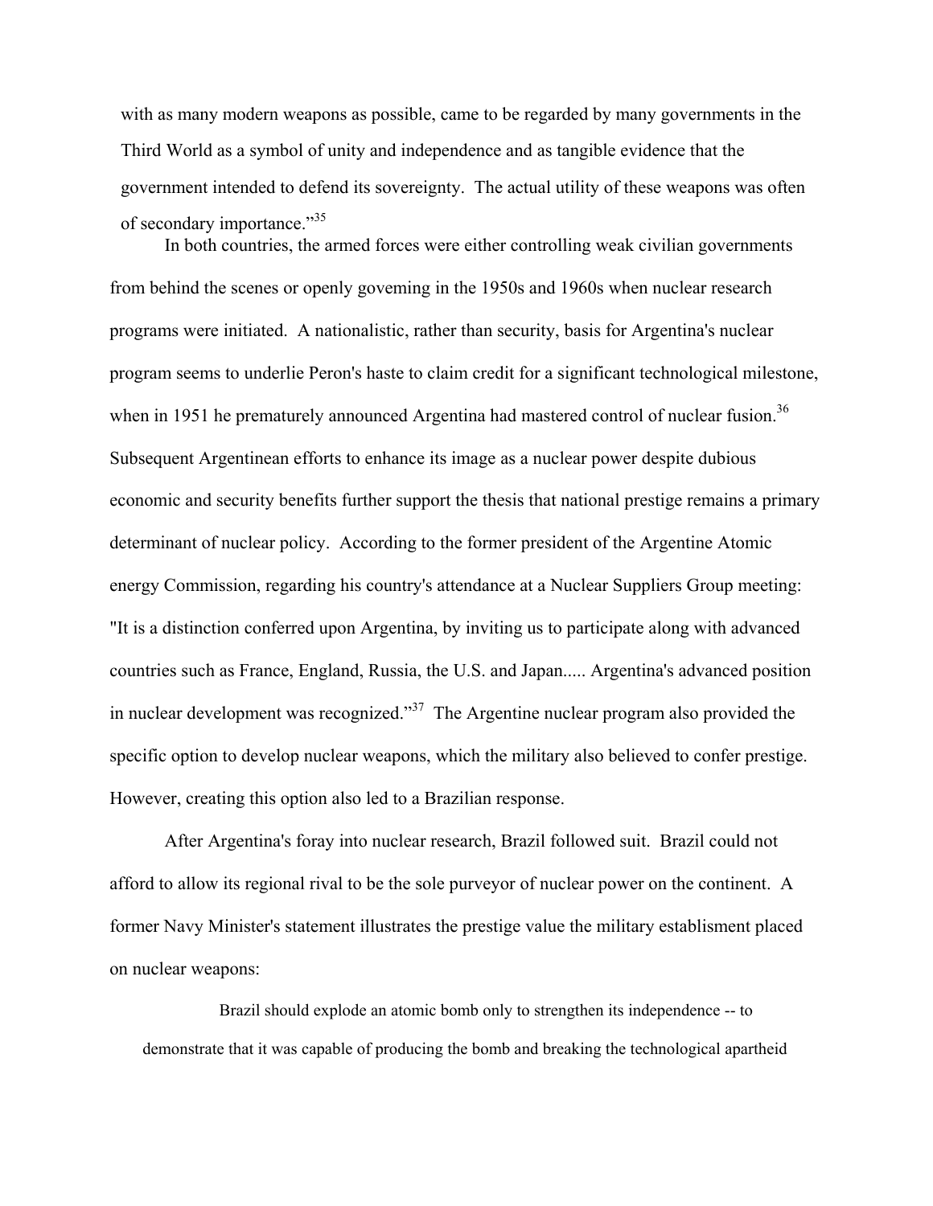with as many modern weapons as possible, came to be regarded by many governments in the Third World as a symbol of unity and independence and as tangible evidence that the government intended to defend its sovereignty. The actual utility of these weapons was often of secondary importance."[35]

In both countries, the armed forces were either controlling weak civilian governments from behind the scenes or openly goveming in the 1950s and 1960s when nuclear research programs were initiated. A nationalistic, rather than security, basis for Argentina's nuclear program seems to underlie Peron's haste to claim credit for a significant technological milestone, when in 1951 he prematurely announced Argentina had mastered control of nuclear fusion.[36] Subsequent Argentinean efforts to enhance its image as a nuclear power despite dubious economic and security benefits further support the thesis that national prestige remains a primary determinant of nuclear policy. According to the former president of the Argentine Atomic energy Commission, regarding his country's attendance at a Nuclear Suppliers Group meeting: "It is a distinction conferred upon Argentina, by inviting us to participate along with advanced countries such as France, England, Russia, the U.S. and Japan..... Argentina's advanced position in nuclear development was recognized."[37] The Argentine nuclear program also provided the specific option to develop nuclear weapons, which the military also believed to confer prestige. However, creating this option also led to a Brazilian response.

After Argentina's foray into nuclear research, Brazil followed suit. Brazil could not afford to allow its regional rival to be the sole purveyor of nuclear power on the continent. A former Navy Minister's statement illustrates the prestige value the military establisment placed on nuclear weapons:

> Brazil should explode an atomic bomb only to strengthen its independence -- to demonstrate that it was capable of producing the bomb and breaking the technological apartheid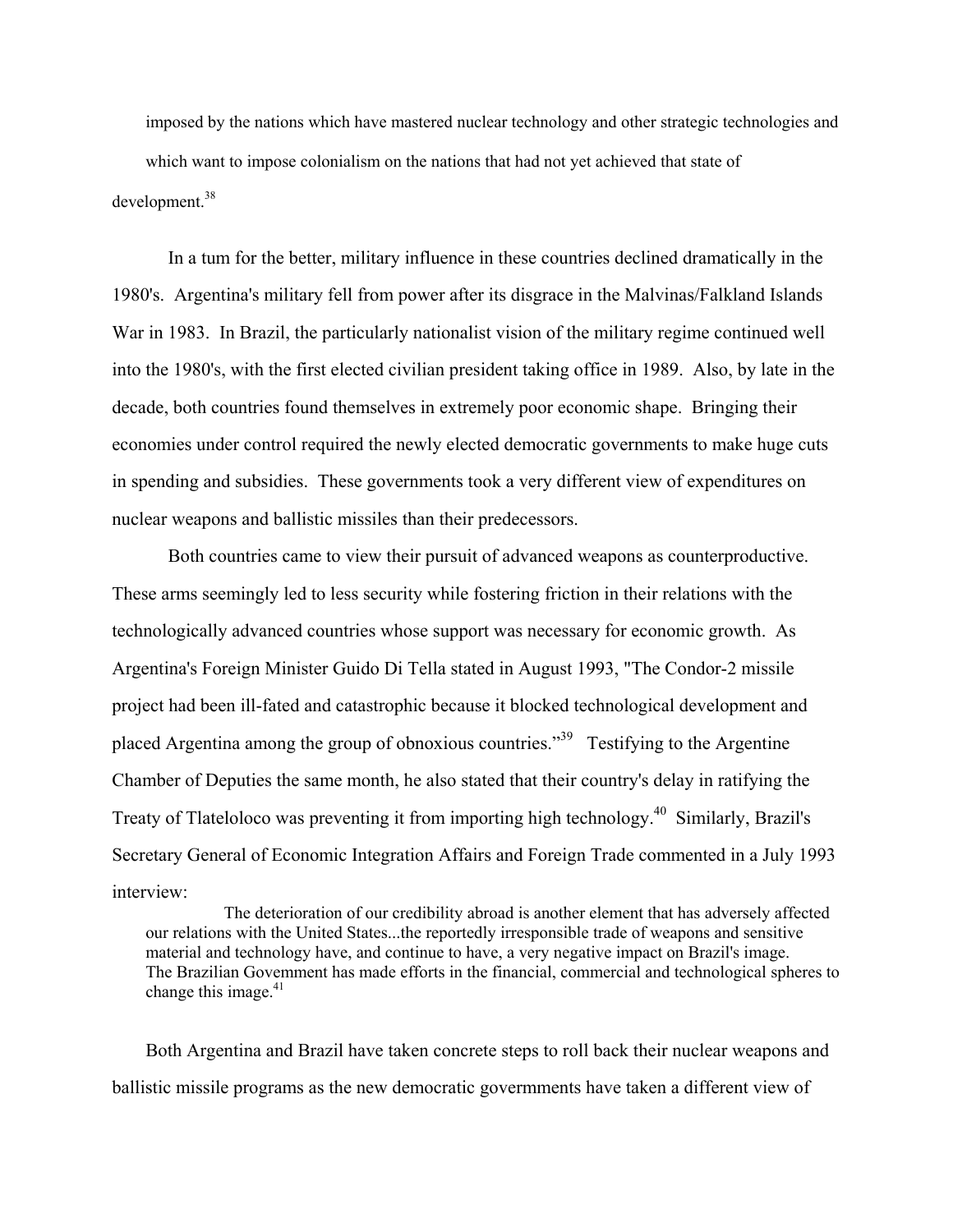imposed by the nations which have mastered nuclear technology and other strategic technologies and which want to impose colonialism on the nations that had not yet achieved that state of development.[38]

In a tum for the better, military influence in these countries declined dramatically in the 1980's. Argentina's military fell from power after its disgrace in the Malvinas/Falkland Islands War in 1983. In Brazil, the particularly nationalist vision of the military regime continued well into the 1980's, with the first elected civilian president taking office in 1989. Also, by late in the decade, both countries found themselves in extremely poor economic shape. Bringing their economies under control required the newly elected democratic governments to make huge cuts in spending and subsidies. These governments took a very different view of expenditures on nuclear weapons and ballistic missiles than their predecessors.

Both countries came to view their pursuit of advanced weapons as counterproductive. These arms seemingly led to less security while fostering friction in their relations with the technologically advanced countries whose support was necessary for economic growth. As Argentina's Foreign Minister Guido Di Tella stated in August 1993, "The Condor-2 missile project had been ill-fated and catastrophic because it blocked technological development and placed Argentina among the group of obnoxious countries."[39] Testifying to the Argentine Chamber of Deputies the same month, he also stated that their country's delay in ratifying the Treaty of Tlateloloco was preventing it from importing high technology.[40] Similarly, Brazil's Secretary General of Economic Integration Affairs and Foreign Trade commented in a July 1993 interview:

> The deterioration of our credibility abroad is another element that has adversely affected our relations with the United States...the reportedly irresponsible trade of weapons and sensitive material and technology have, and continue to have, a very negative impact on Brazil's image. The Brazilian Govemment has made efforts in the financial, commercial and technological spheres to change this image.[41]

Both Argentina and Brazil have taken concrete steps to roll back their nuclear weapons and ballistic missile programs as the new democratic govermments have taken a different view of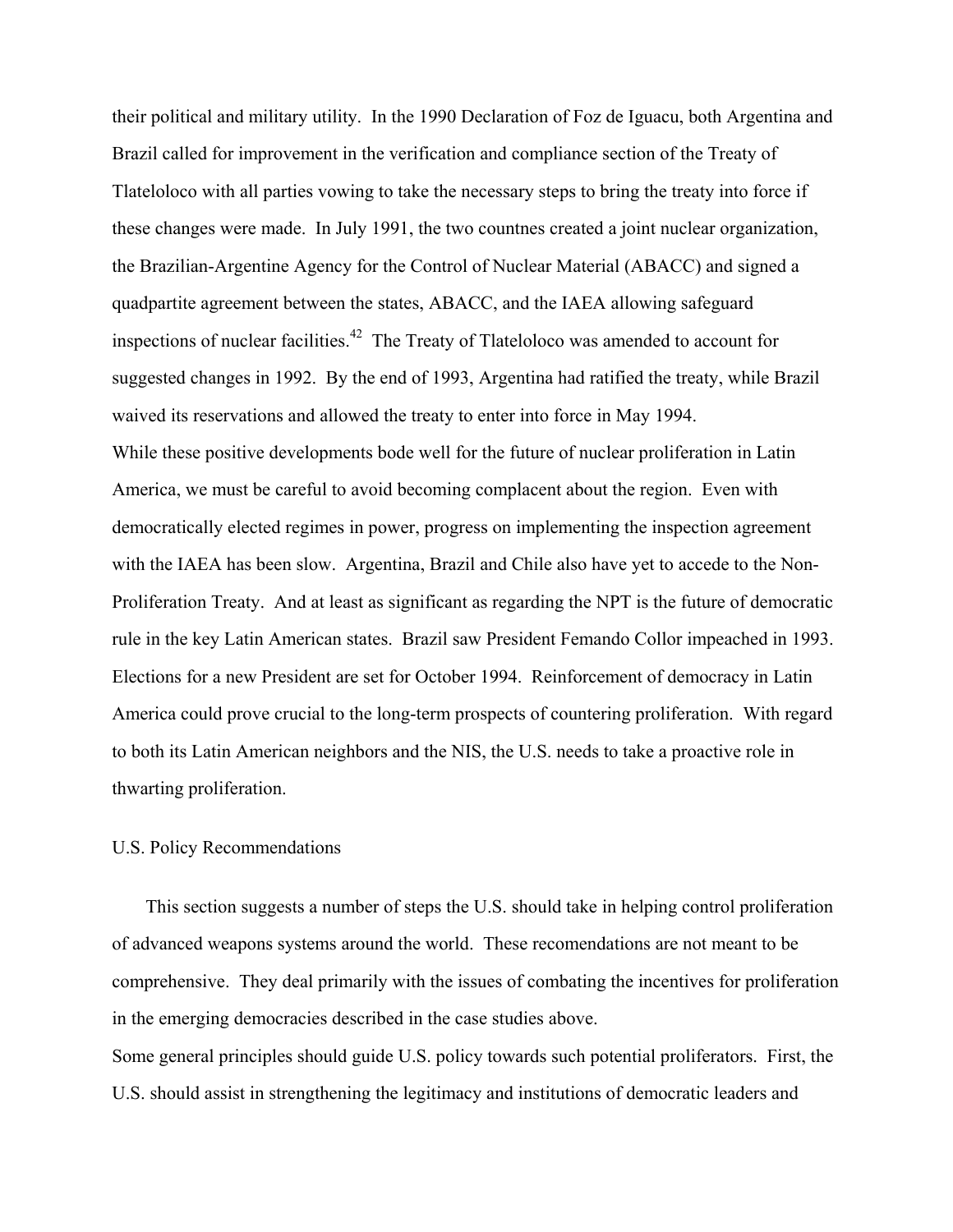their political and military utility. In the 1990 Declaration of Foz de Iguacu, both Argentina and Brazil called for improvement in the verification and compliance section of the Treaty of Tlateloloco with all parties vowing to take the necessary steps to bring the treaty into force if these changes were made. In July 1991, the two countnes created a joint nuclear organization, the Brazilian-Argentine Agency for the Control of Nuclear Material (ABACC) and signed a quadpartite agreement between the states, ABACC, and the IAEA allowing safeguard inspections of nuclear facilities.[42] The Treaty of Tlateloloco was amended to account for suggested changes in 1992. By the end of 1993, Argentina had ratified the treaty, while Brazil waived its reservations and allowed the treaty to enter into force in May 1994.

While these positive developments bode well for the future of nuclear proliferation in Latin America, we must be careful to avoid becoming complacent about the region. Even with democratically elected regimes in power, progress on implementing the inspection agreement with the IAEA has been slow. Argentina, Brazil and Chile also have yet to accede to the Non-Proliferation Treaty. And at least as significant as regarding the NPT is the future of democratic rule in the key Latin American states. Brazil saw President Femando Collor impeached in 1993. Elections for a new President are set for October 1994. Reinforcement of democracy in Latin America could prove crucial to the long-term prospects of countering proliferation. With regard to both its Latin American neighbors and the NIS, the U.S. needs to take a proactive role in thwarting proliferation.

## U.S. Policy Recommendations

This section suggests a number of steps the U.S. should take in helping control proliferation of advanced weapons systems around the world. These recomendations are not meant to be comprehensive. They deal primarily with the issues of combating the incentives for proliferation in the emerging democracies described in the case studies above.

Some general principles should guide U.S. policy towards such potential proliferators. First, the U.S. should assist in strengthening the legitimacy and institutions of democratic leaders and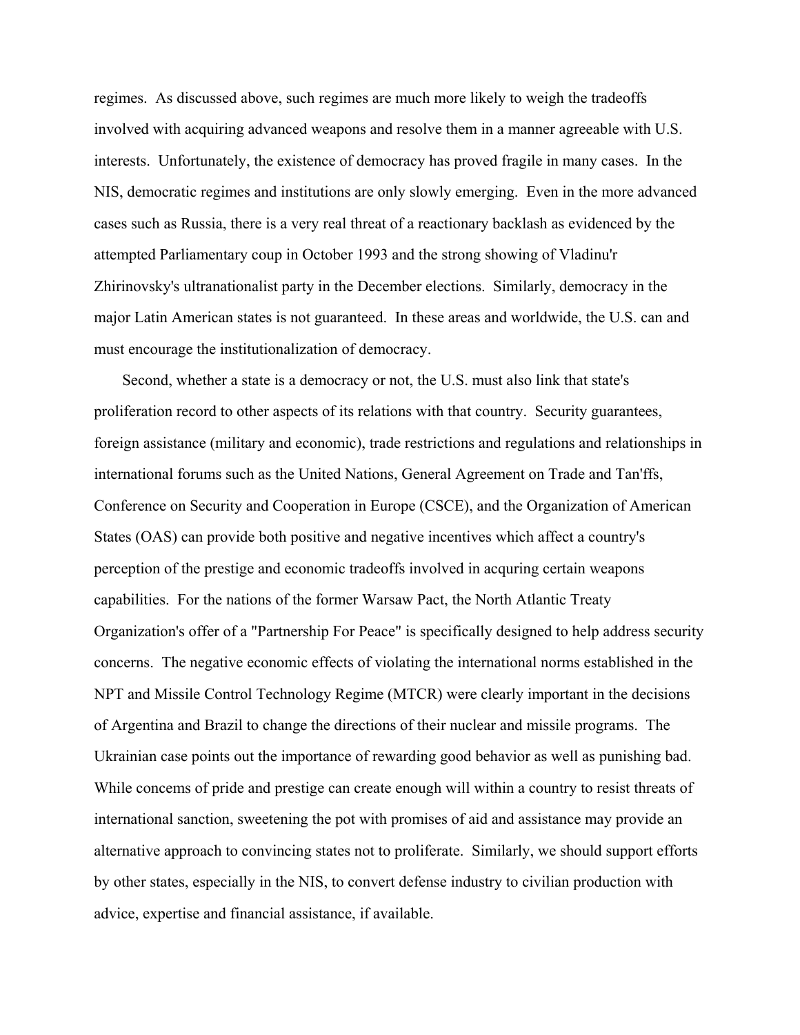regimes. As discussed above, such regimes are much more likely to weigh the tradeoffs involved with acquiring advanced weapons and resolve them in a manner agreeable with U.S. interests. Unfortunately, the existence of democracy has proved fragile in many cases. In the NIS, democratic regimes and institutions are only slowly emerging. Even in the more advanced cases such as Russia, there is a very real threat of a reactionary backlash as evidenced by the attempted Parliamentary coup in October 1993 and the strong showing of Vladinu'r Zhirinovsky's ultranationalist party in the December elections. Similarly, democracy in the major Latin American states is not guaranteed. In these areas and worldwide, the U.S. can and must encourage the institutionalization of democracy.

Second, whether a state is a democracy or not, the U.S. must also link that state's proliferation record to other aspects of its relations with that country. Security guarantees, foreign assistance (military and economic), trade restrictions and regulations and relationships in international forums such as the United Nations, General Agreement on Trade and Tan'ffs, Conference on Security and Cooperation in Europe (CSCE), and the Organization of American States (OAS) can provide both positive and negative incentives which affect a country's perception of the prestige and economic tradeoffs involved in acquring certain weapons capabilities. For the nations of the former Warsaw Pact, the North Atlantic Treaty Organization's offer of a "Partnership For Peace" is specifically designed to help address security concerns. The negative economic effects of violating the international norms established in the NPT and Missile Control Technology Regime (MTCR) were clearly important in the decisions of Argentina and Brazil to change the directions of their nuclear and missile programs. The Ukrainian case points out the importance of rewarding good behavior as well as punishing bad. While concems of pride and prestige can create enough will within a country to resist threats of international sanction, sweetening the pot with promises of aid and assistance may provide an alternative approach to convincing states not to proliferate. Similarly, we should support efforts by other states, especially in the NIS, to convert defense industry to civilian production with advice, expertise and financial assistance, if available.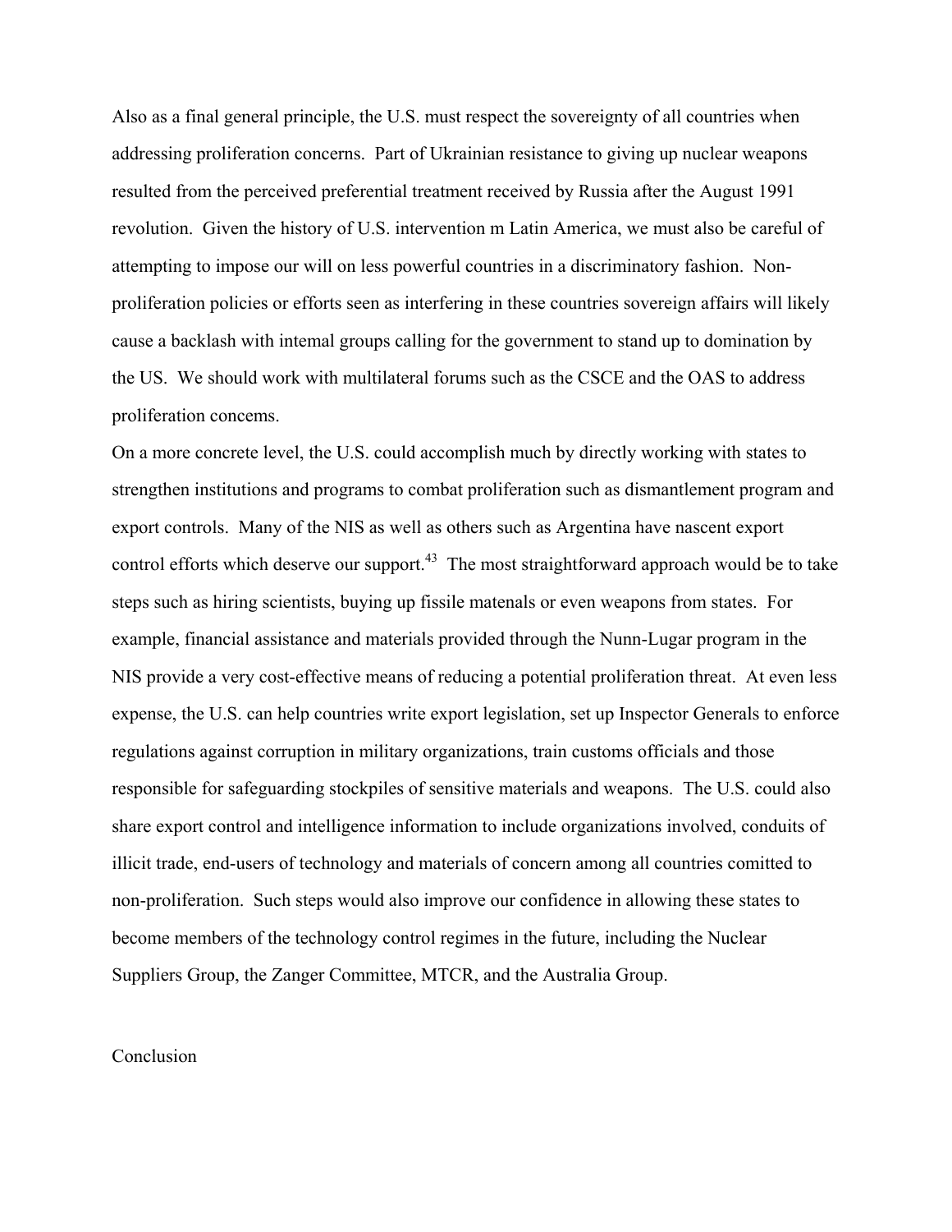Also as a final general principle, the U.S. must respect the sovereignty of all countries when addressing proliferation concerns. Part of Ukrainian resistance to giving up nuclear weapons resulted from the perceived preferential treatment received by Russia after the August 1991 revolution. Given the history of U.S. intervention m Latin America, we must also be careful of attempting to impose our will on less powerful countries in a discriminatory fashion. Non-proliferation policies or efforts seen as interfering in these countries sovereign affairs will likely cause a backlash with intemal groups calling for the government to stand up to domination by the US. We should work with multilateral forums such as the CSCE and the OAS to address proliferation concems.

On a more concrete level, the U.S. could accomplish much by directly working with states to strengthen institutions and programs to combat proliferation such as dismantlement program and export controls. Many of the NIS as well as others such as Argentina have nascent export control efforts which deserve our support.[43] The most straightforward approach would be to take steps such as hiring scientists, buying up fissile matenals or even weapons from states. For example, financial assistance and materials provided through the Nunn-Lugar program in the NIS provide a very cost-effective means of reducing a potential proliferation threat. At even less expense, the U.S. can help countries write export legislation, set up Inspector Generals to enforce regulations against corruption in military organizations, train customs officials and those responsible for safeguarding stockpiles of sensitive materials and weapons. The U.S. could also share export control and intelligence information to include organizations involved, conduits of illicit trade, end-users of technology and materials of concern among all countries comitted to non-proliferation. Such steps would also improve our confidence in allowing these states to become members of the technology control regimes in the future, including the Nuclear Suppliers Group, the Zanger Committee, MTCR, and the Australia Group.

## Conclusion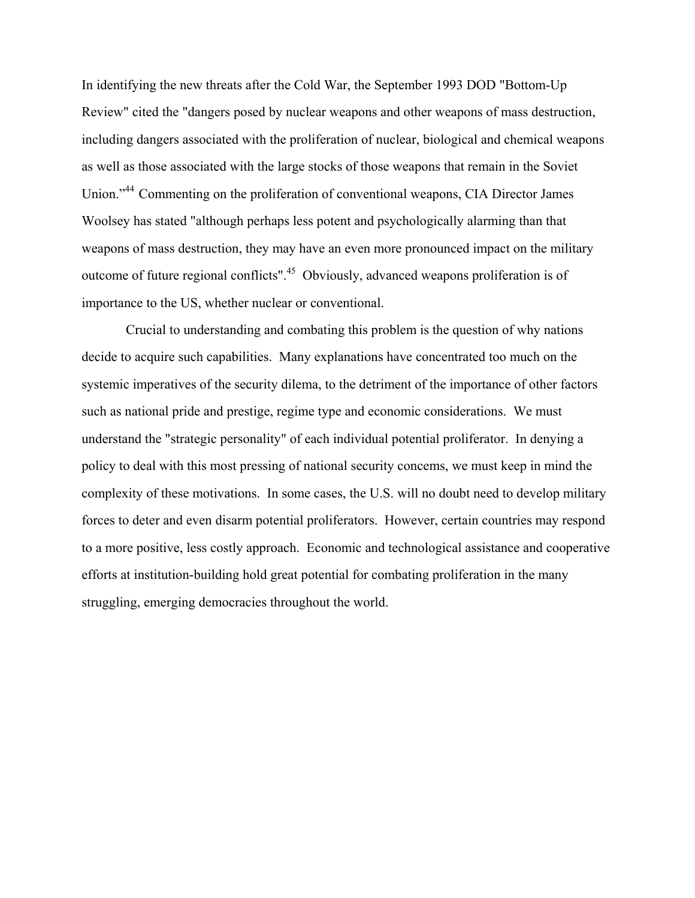In identifying the new threats after the Cold War, the September 1993 DOD "Bottom-Up Review" cited the "dangers posed by nuclear weapons and other weapons of mass destruction, including dangers associated with the proliferation of nuclear, biological and chemical weapons as well as those associated with the large stocks of those weapons that remain in the Soviet Union."[44] Commenting on the proliferation of conventional weapons, CIA Director James Woolsey has stated "although perhaps less potent and psychologically alarming than that weapons of mass destruction, they may have an even more pronounced impact on the military outcome of future regional conflicts".[45] Obviously, advanced weapons proliferation is of importance to the US, whether nuclear or conventional.

Crucial to understanding and combating this problem is the question of why nations decide to acquire such capabilities. Many explanations have concentrated too much on the systemic imperatives of the security dilema, to the detriment of the importance of other factors such as national pride and prestige, regime type and economic considerations. We must understand the "strategic personality" of each individual potential proliferator. In denying a policy to deal with this most pressing of national security concems, we must keep in mind the complexity of these motivations. In some cases, the U.S. will no doubt need to develop military forces to deter and even disarm potential proliferators. However, certain countries may respond to a more positive, less costly approach. Economic and technological assistance and cooperative efforts at institution-building hold great potential for combating proliferation in the many struggling, emerging democracies throughout the world.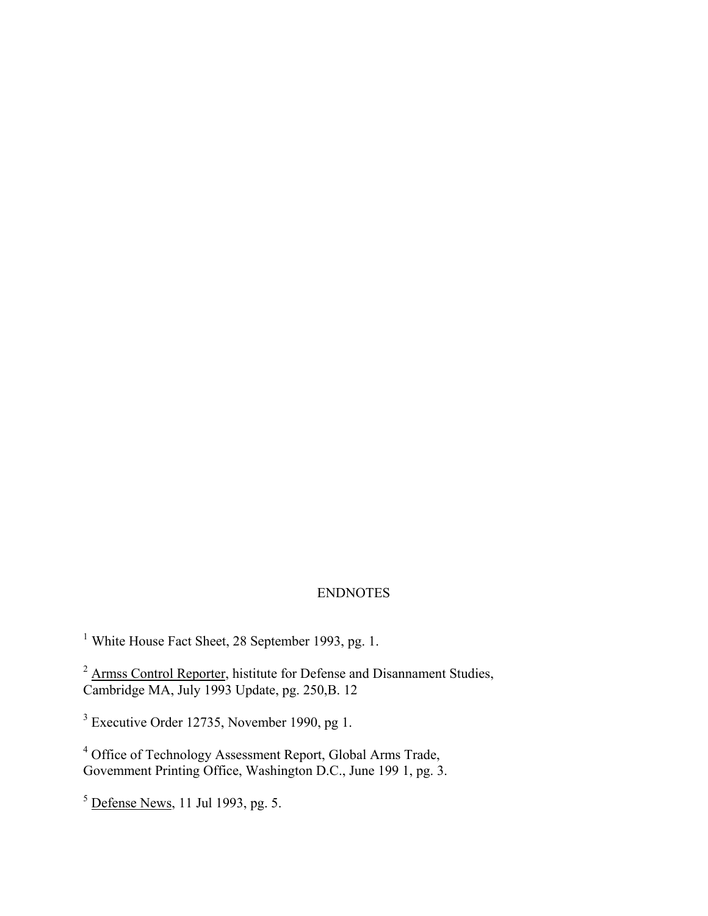# ENDNOTES

[1] White House Fact Sheet, 28 September 1993, pg. 1.

[2] Armss Control Reporter, histitute for Defense and Disannament Studies, Cambridge MA, July 1993 Update, pg. 250,B. 12

[3] Executive Order 12735, November 1990, pg 1.

[4] Office of Technology Assessment Report, Global Arms Trade, Govemment Printing Office, Washington D.C., June 199 1, pg. 3.

[5] Defense News, 11 Jul 1993, pg. 5.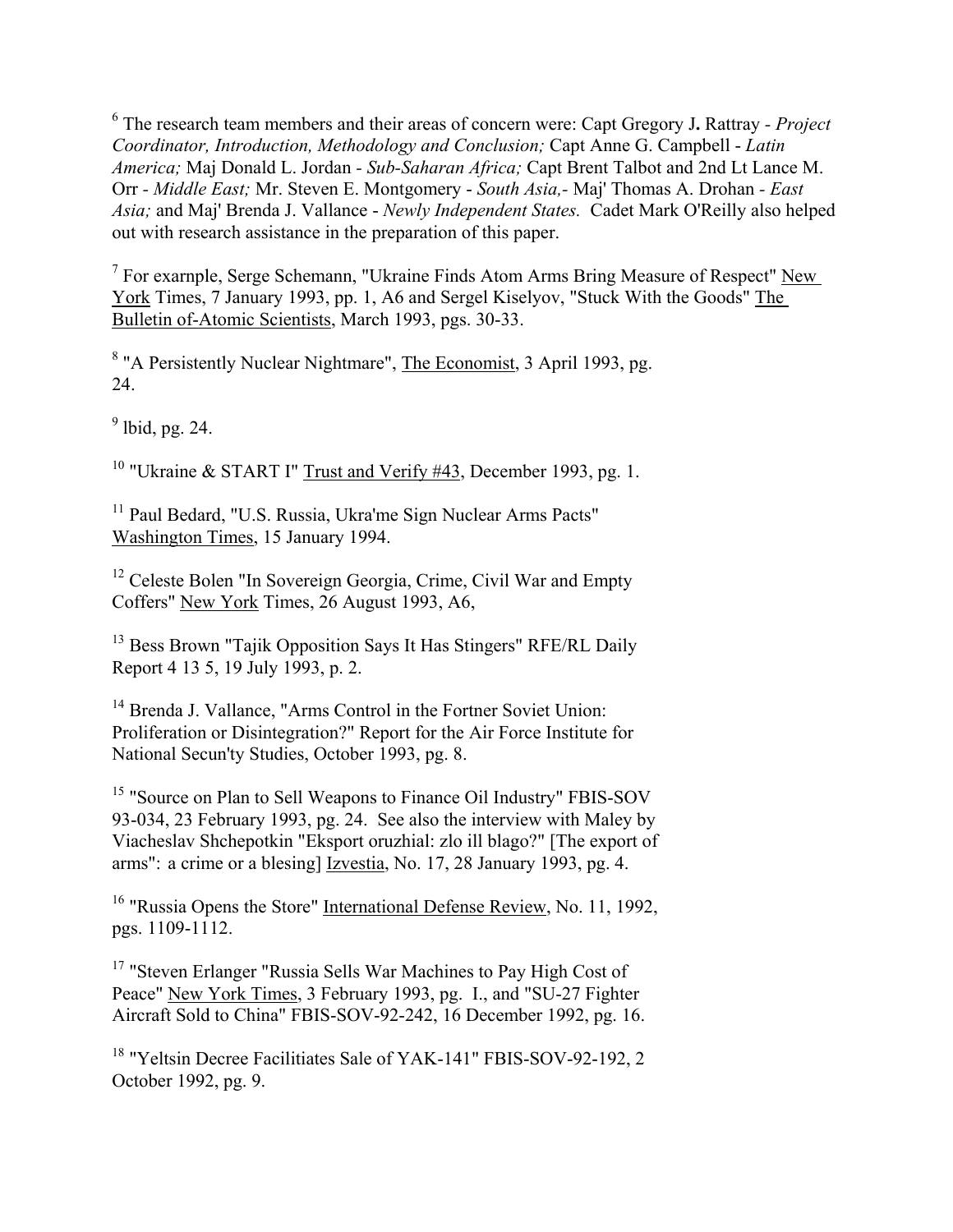[6] The research team members and their areas of concern were: Capt Gregory J**.** Rattray - *Project Coordinator, Introduction, Methodology and Conclusion;* Capt Anne G. Campbell - *Latin America;* Maj Donald L. Jordan - *Sub-Saharan Africa;* Capt Brent Talbot and 2nd Lt Lance M. Orr - *Middle East;* Mr. Steven E. Montgomery - *South Asia,-* Maj' Thomas A. Drohan - *East Asia;* and Maj' Brenda J. Vallance - *Newly Independent States.* Cadet Mark O'Reilly also helped out with research assistance in the preparation of this paper.

[7] For exarnple, Serge Schemann, "Ukraine Finds Atom Arms Bring Measure of Respect" New York Times, 7 January 1993, pp. 1, A6 and Sergel Kiselyov, "Stuck With the Goods" The Bulletin of-Atomic Scientists, March 1993, pgs. 30-33.

[8] "A Persistently Nuclear Nightmare", The Economist, 3 April 1993, pg. 24.

[9] lbid, pg. 24.

[10] "Ukraine & START I" Trust and Verify #43, December 1993, pg. 1.

[11] Paul Bedard, "U.S. Russia, Ukra'me Sign Nuclear Arms Pacts" Washington Times, 15 January 1994.

[12] Celeste Bolen "In Sovereign Georgia, Crime, Civil War and Empty Coffers" New York Times, 26 August 1993, A6,

[13] Bess Brown "Tajik Opposition Says It Has Stingers" RFE/RL Daily Report 4 13 5, 19 July 1993, p. 2.

[14] Brenda J. Vallance, "Arms Control in the Fortner Soviet Union: Proliferation or Disintegration?" Report for the Air Force Institute for National Secun'ty Studies, October 1993, pg. 8.

[15] "Source on Plan to Sell Weapons to Finance Oil Industry" FBIS-SOV 93-034, 23 February 1993, pg. 24. See also the interview with Maley by Viacheslav Shchepotkin "Eksport oruzhial: zlo ill blago?" [The export of arms": a crime or a blesing] Izvestia, No. 17, 28 January 1993, pg. 4.

[16] "Russia Opens the Store" International Defense Review, No. 11, 1992, pgs. 1109-1112.

[17] "Steven Erlanger "Russia Sells War Machines to Pay High Cost of Peace" New York Times, 3 February 1993, pg. I., and "SU-27 Fighter Aircraft Sold to China" FBIS-SOV-92-242, 16 December 1992, pg. 16.

[18] "Yeltsin Decree Facilitiates Sale of YAK-141" FBIS-SOV-92-192, 2 October 1992, pg. 9.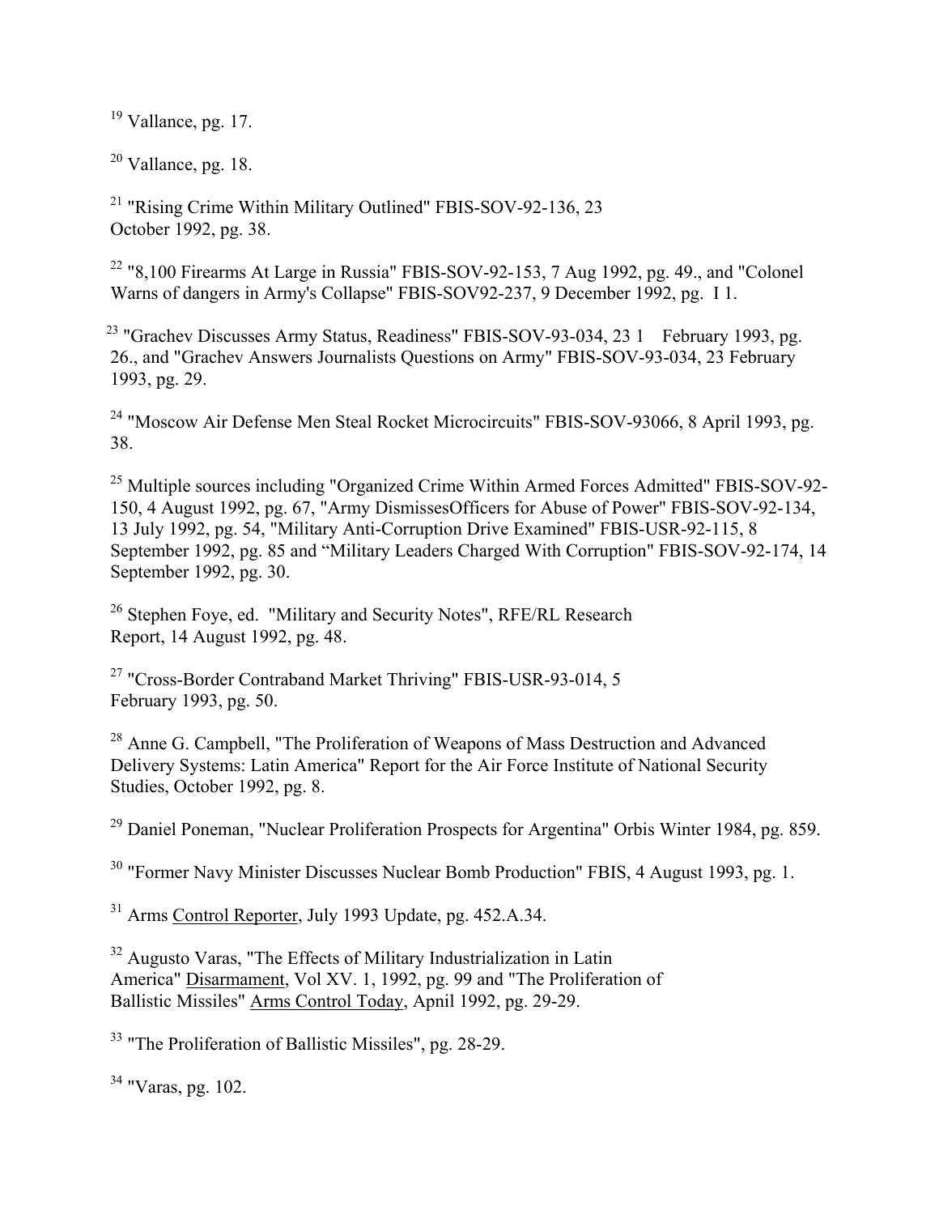[19] Vallance, pg. 17.

[20] Vallance, pg. 18.

[21] "Rising Crime Within Military Outlined" FBIS-SOV-92-136, 23 October 1992, pg. 38.

[22] "8,100 Firearms At Large in Russia" FBIS-SOV-92-153, 7 Aug 1992, pg. 49., and "Colonel Warns of dangers in Army's Collapse" FBIS-SOV92-237, 9 December 1992, pg. I 1.

[23] "Grachev Discusses Army Status, Readiness" FBIS-SOV-93-034, 23 1 February 1993, pg. 26., and "Grachev Answers Journalists Questions on Army" FBIS-SOV-93-034, 23 February 1993, pg. 29.

[24] "Moscow Air Defense Men Steal Rocket Microcircuits" FBIS-SOV-93066, 8 April 1993, pg. 38.

[25] Multiple sources including "Organized Crime Within Armed Forces Admitted" FBIS-SOV-92-150, 4 August 1992, pg. 67, "Army DismissesOfficers for Abuse of Power" FBIS-SOV-92-134, 13 July 1992, pg. 54, "Military Anti-Corruption Drive Examined" FBIS-USR-92-115, 8 September 1992, pg. 85 and "Military Leaders Charged With Corruption" FBIS-SOV-92-174, 14 September 1992, pg. 30.

[26] Stephen Foye, ed. "Military and Security Notes", RFE/RL Research Report, 14 August 1992, pg. 48.

[27] "Cross-Border Contraband Market Thriving" FBIS-USR-93-014, 5 February 1993, pg. 50.

[28] Anne G. Campbell, "The Proliferation of Weapons of Mass Destruction and Advanced Delivery Systems: Latin America" Report for the Air Force Institute of National Security Studies, October 1992, pg. 8.

[29] Daniel Poneman, "Nuclear Proliferation Prospects for Argentina" Orbis Winter 1984, pg. 859.

[30] "Former Navy Minister Discusses Nuclear Bomb Production" FBIS, 4 August 1993, pg. 1.

[31] Arms Control Reporter, July 1993 Update, pg. 452.A.34.

[32] Augusto Varas, "The Effects of Military Industrialization in Latin America" Disarmament, Vol XV. 1, 1992, pg. 99 and "The Proliferation of Ballistic Missiles" Arms Control Today, Apnil 1992, pg. 29-29.

[33] "The Proliferation of Ballistic Missiles", pg. 28-29.

[34] "Varas, pg. 102.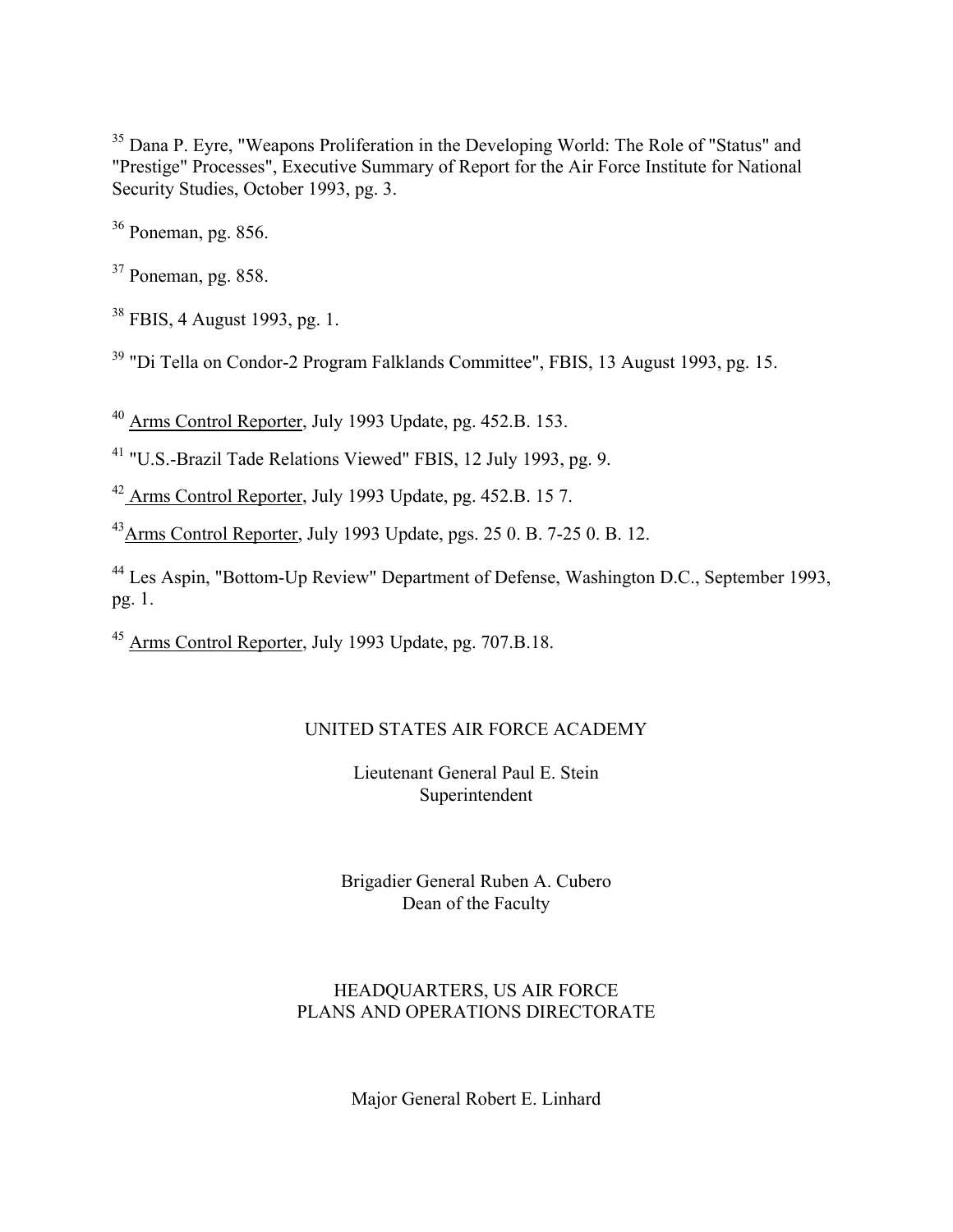[35] Dana P. Eyre, "Weapons Proliferation in the Developing World: The Role of "Status" and "Prestige" Processes", Executive Summary of Report for the Air Force Institute for National Security Studies, October 1993, pg. 3.

[36] Poneman, pg. 856.

[37] Poneman, pg. 858.

[38] FBIS, 4 August 1993, pg. 1.

[39] "Di Tella on Condor-2 Program Falklands Committee", FBIS, 13 August 1993, pg. 15.

[40] Arms Control Reporter, July 1993 Update, pg. 452.B. 153.

[41] "U.S.-Brazil Tade Relations Viewed" FBIS, 12 July 1993, pg. 9.

[42] Arms Control Reporter, July 1993 Update, pg. 452.B. 15 7.

[43] Arms Control Reporter, July 1993 Update, pgs. 25 0. B. 7-25 0. B. 12.

[44] Les Aspin, "Bottom-Up Review" Department of Defense, Washington D.C., September 1993, pg. 1.

[45] Arms Control Reporter, July 1993 Update, pg. 707.B.18.

UNITED STATES AIR FORCE ACADEMY

Lieutenant General Paul E. Stein
Superintendent

Brigadier General Ruben A. Cubero
Dean of the Faculty

HEADQUARTERS, US AIR FORCE
PLANS AND OPERATIONS DIRECTORATE

Major General Robert E. Linhard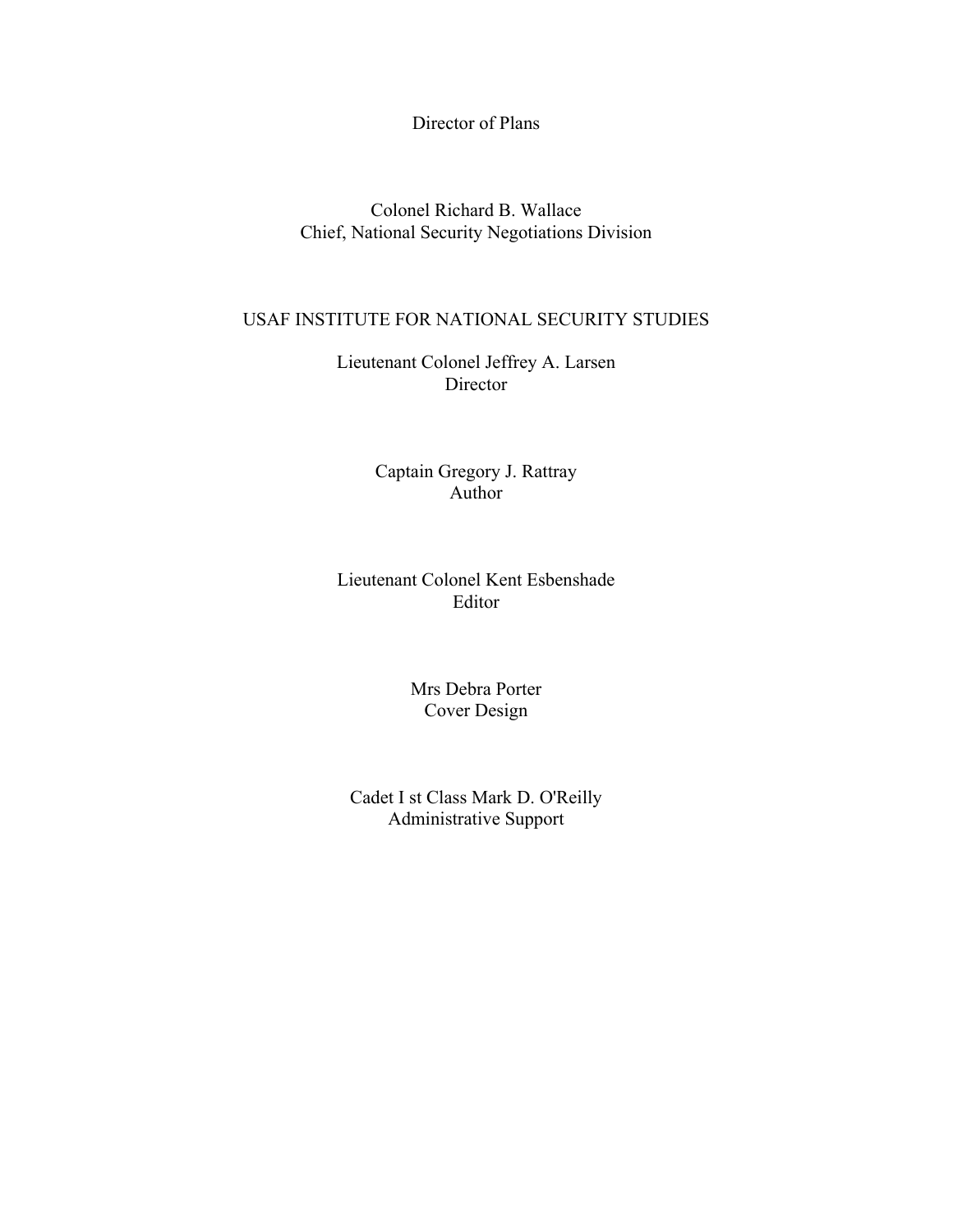Director of Plans

Colonel Richard B. Wallace
Chief, National Security Negotiations Division

USAF INSTITUTE FOR NATIONAL SECURITY STUDIES

Lieutenant Colonel Jeffrey A. Larsen
Director

Captain Gregory J. Rattray
Author

Lieutenant Colonel Kent Esbenshade
Editor

Mrs Debra Porter
Cover Design

Cadet I st Class Mark D. O'Reilly
Administrative Support